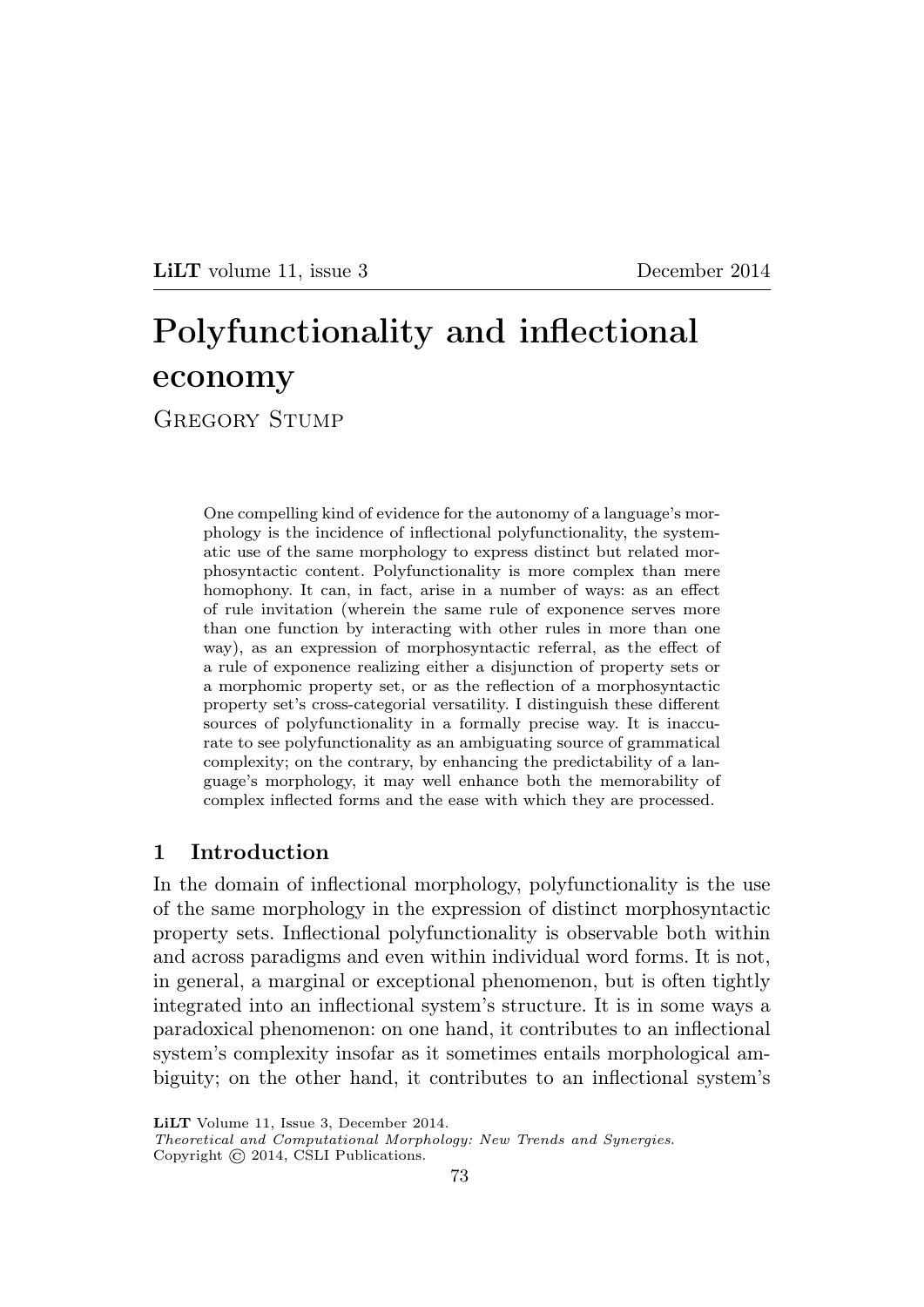# Polyfunctionality and inflectional economy

Gregory Stump

> One compelling kind of evidence for the autonomy of a language's morphology is the incidence of inflectional polyfunctionality, the systematic use of the same morphology to express distinct but related morphosyntactic content. Polyfunctionality is more complex than mere homophony. It can, in fact, arise in a number of ways: as an effect of rule invitation (wherein the same rule of exponence serves more than one function by interacting with other rules in more than one way), as an expression of morphosyntactic referral, as the effect of a rule of exponence realizing either a disjunction of property sets or a morphomic property set, or as the reflection of a morphosyntactic property set's cross-categorial versatility. I distinguish these different sources of polyfunctionality in a formally precise way. It is inaccurate to see polyfunctionality as an ambiguating source of grammatical complexity; on the contrary, by enhancing the predictability of a language's morphology, it may well enhance both the memorability of complex inflected forms and the ease with which they are processed.

## 1 Introduction

In the domain of inflectional morphology, polyfunctionality is the use of the same morphology in the expression of distinct morphosyntactic property sets. Inflectional polyfunctionality is observable both within and across paradigms and even within individual word forms. It is not, in general, a marginal or exceptional phenomenon, but is often tightly integrated into an inflectional system's structure. It is in some ways a paradoxical phenomenon: on one hand, it contributes to an inflectional system's complexity insofar as it sometimes entails morphological ambiguity; on the other hand, it contributes to an inflectional system's

LiLT Volume 11, Issue 3, December 2014.
*Theoretical and Computational Morphology: New Trends and Synergies.*
Copyright © 2014, CSLI Publications.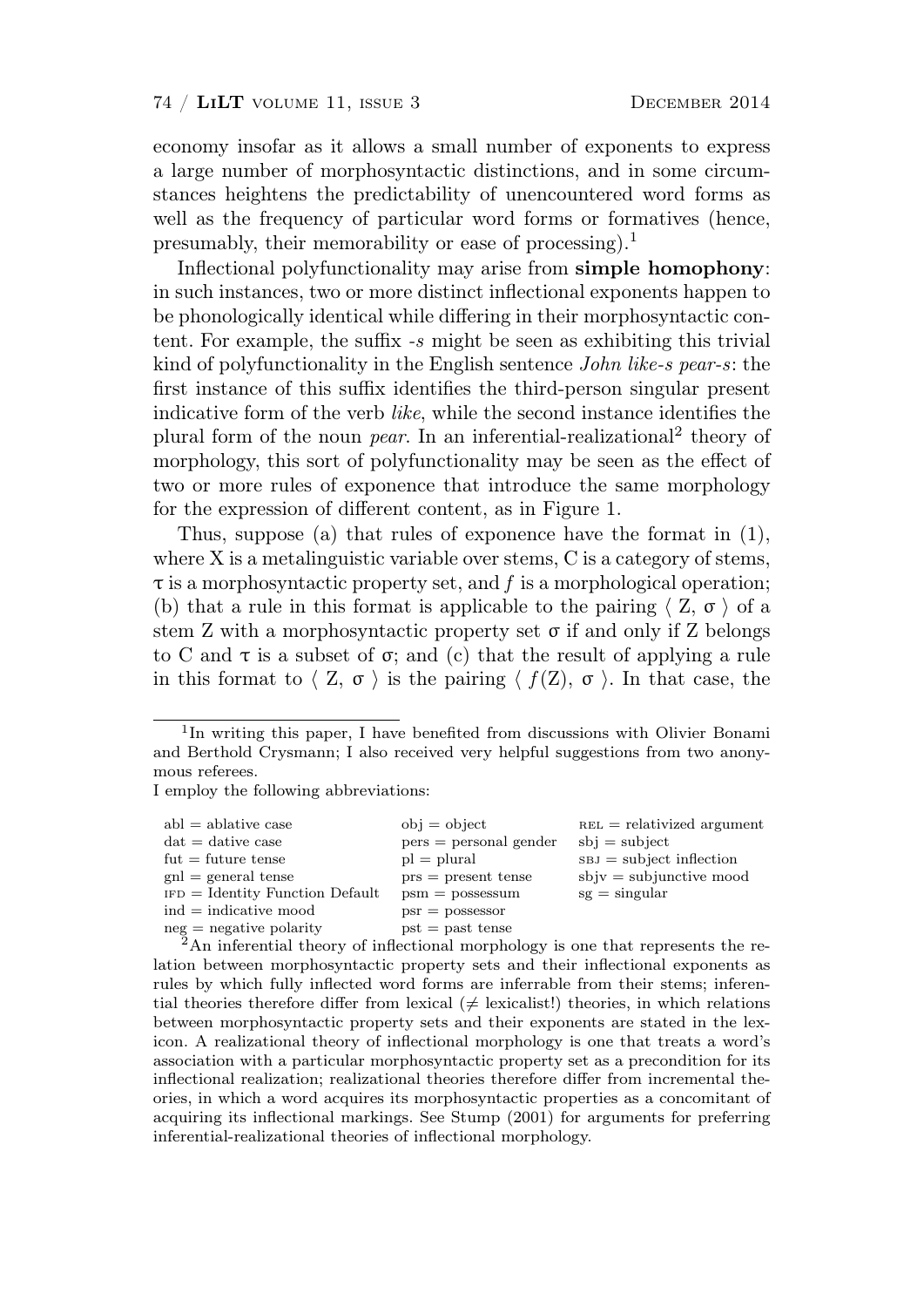economy insofar as it allows a small number of exponents to express a large number of morphosyntactic distinctions, and in some circumstances heightens the predictability of unencountered word forms as well as the frequency of particular word forms or formatives (hence, presumably, their memorability or ease of processing).[1]

Inflectional polyfunctionality may arise from **simple homophony**: in such instances, two or more distinct inflectional exponents happen to be phonologically identical while differing in their morphosyntactic content. For example, the suffix *-s* might be seen as exhibiting this trivial kind of polyfunctionality in the English sentence *John like-s pear-s*: the first instance of this suffix identifies the third-person singular present indicative form of the verb *like*, while the second instance identifies the plural form of the noun *pear*. In an inferential-realizational[2] theory of morphology, this sort of polyfunctionality may be seen as the effect of two or more rules of exponence that introduce the same morphology for the expression of different content, as in Figure 1.

Thus, suppose (a) that rules of exponence have the format in (1), where X is a metalinguistic variable over stems, C is a category of stems, $\tau$ is a morphosyntactic property set, and $f$ is a morphological operation; (b) that a rule in this format is applicable to the pairing $\langle$ Z, $\sigma$ $\rangle$ of a stem Z with a morphosyntactic property set $\sigma$ if and only if Z belongs to C and $\tau$ is a subset of $\sigma$; and (c) that the result of applying a rule in this format to $\langle$ Z, $\sigma$ $\rangle$ is the pairing $\langle$ $f$(Z), $\sigma$ $\rangle$. In that case, the

---

[1] In writing this paper, I have benefited from discussions with Olivier Bonami and Berthold Crysmann; I also received very helpful suggestions from two anonymous referees.

I employ the following abbreviations:

| | | |
|---|---|---|
| abl = ablative case | obj = object | REL = relativized argument |
| dat = dative case | pers = personal gender | sbj = subject |
| fut = future tense | pl = plural | SBJ = subject inflection |
| gnl = general tense | prs = present tense | sbjv = subjunctive mood |
| IFD = Identity Function Default | psm = possessum | sg = singular |
| ind = indicative mood | psr = possessor | |
| neg = negative polarity | pst = past tense | |

[2] An inferential theory of inflectional morphology is one that represents the relation between morphosyntactic property sets and their inflectional exponents as rules by which fully inflected word forms are inferrable from their stems; inferential theories therefore differ from lexical ($\neq$ lexicalist!) theories, in which relations between morphosyntactic property sets and their exponents are stated in the lexicon. A realizational theory of inflectional morphology is one that treats a word's association with a particular morphosyntactic property set as a precondition for its inflectional realization; realizational theories therefore differ from incremental theories, in which a word acquires its morphosyntactic properties as a concomitant of acquiring its inflectional markings. See Stump (2001) for arguments for preferring inferential-realizational theories of inflectional morphology.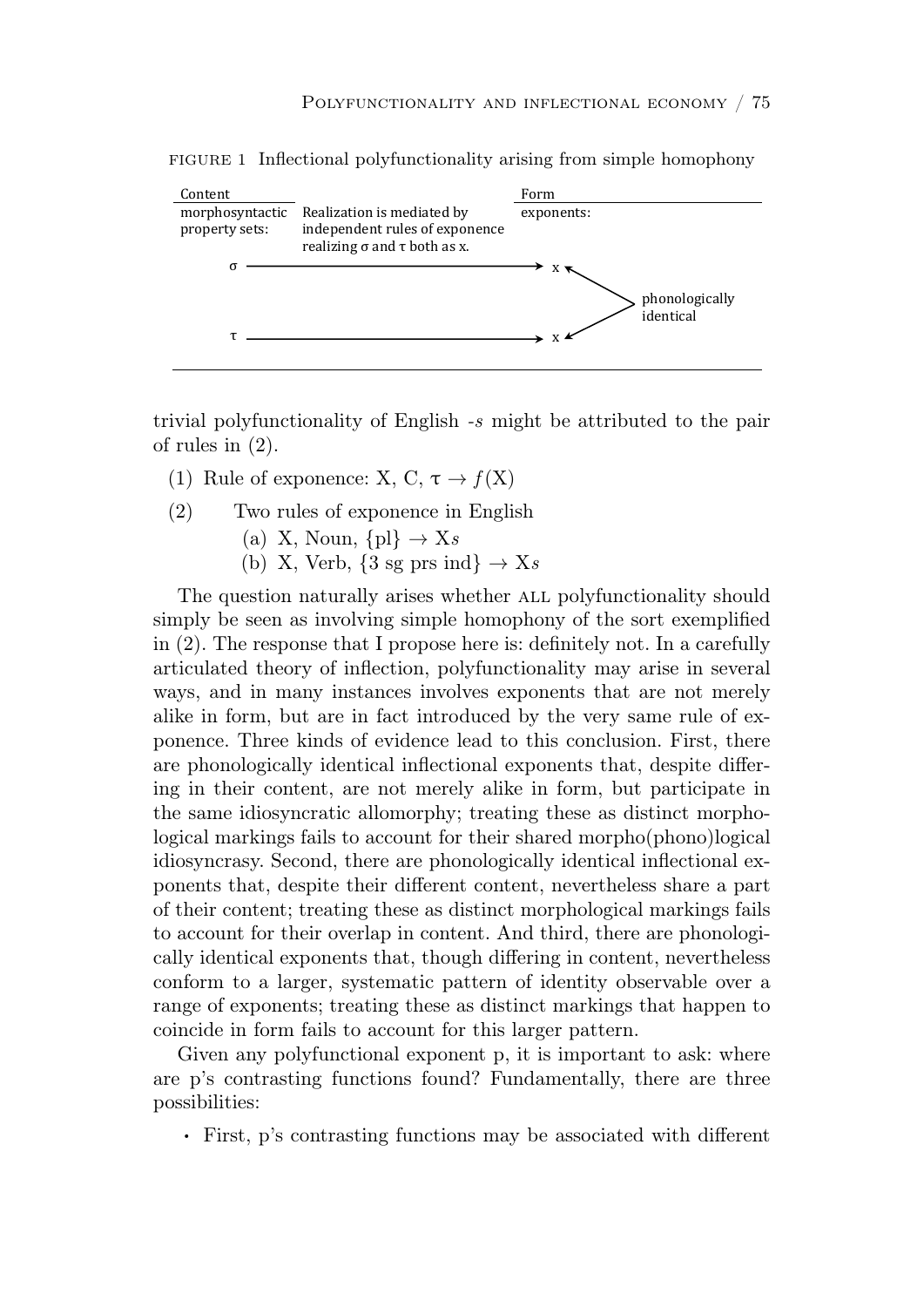FIGURE 1 Inflectional polyfunctionality arising from simple homophony

| Content | | Form | |
|---|---|---|---|
| morphosyntactic property sets: | Realization is mediated by independent rules of exponence realizing σ and τ both as x. | exponents: | |
| σ | ⟶ | x | phonologically identical |
| τ | ⟶ | x | |

trivial polyfunctionality of English *-s* might be attributed to the pair of rules in (2).

(1) Rule of exponence: X, C, $\tau \rightarrow f(X)$

(2) Two rules of exponence in English
- (a) X, Noun, {pl} → X*s*
- (b) X, Verb, {3 sg prs ind} → X*s*

The question naturally arises whether ALL polyfunctionality should simply be seen as involving simple homophony of the sort exemplified in (2). The response that I propose here is: definitely not. In a carefully articulated theory of inflection, polyfunctionality may arise in several ways, and in many instances involves exponents that are not merely alike in form, but are in fact introduced by the very same rule of exponence. Three kinds of evidence lead to this conclusion. First, there are phonologically identical inflectional exponents that, despite differing in their content, are not merely alike in form, but participate in the same idiosyncratic allomorphy; treating these as distinct morphological markings fails to account for their shared morpho(phono)logical idiosyncrasy. Second, there are phonologically identical inflectional exponents that, despite their different content, nevertheless share a part of their content; treating these as distinct morphological markings fails to account for their overlap in content. And third, there are phonologically identical exponents that, though differing in content, nevertheless conform to a larger, systematic pattern of identity observable over a range of exponents; treating these as distinct markings that happen to coincide in form fails to account for this larger pattern.

Given any polyfunctional exponent p, it is important to ask: where are p's contrasting functions found? Fundamentally, there are three possibilities:

- First, p's contrasting functions may be associated with different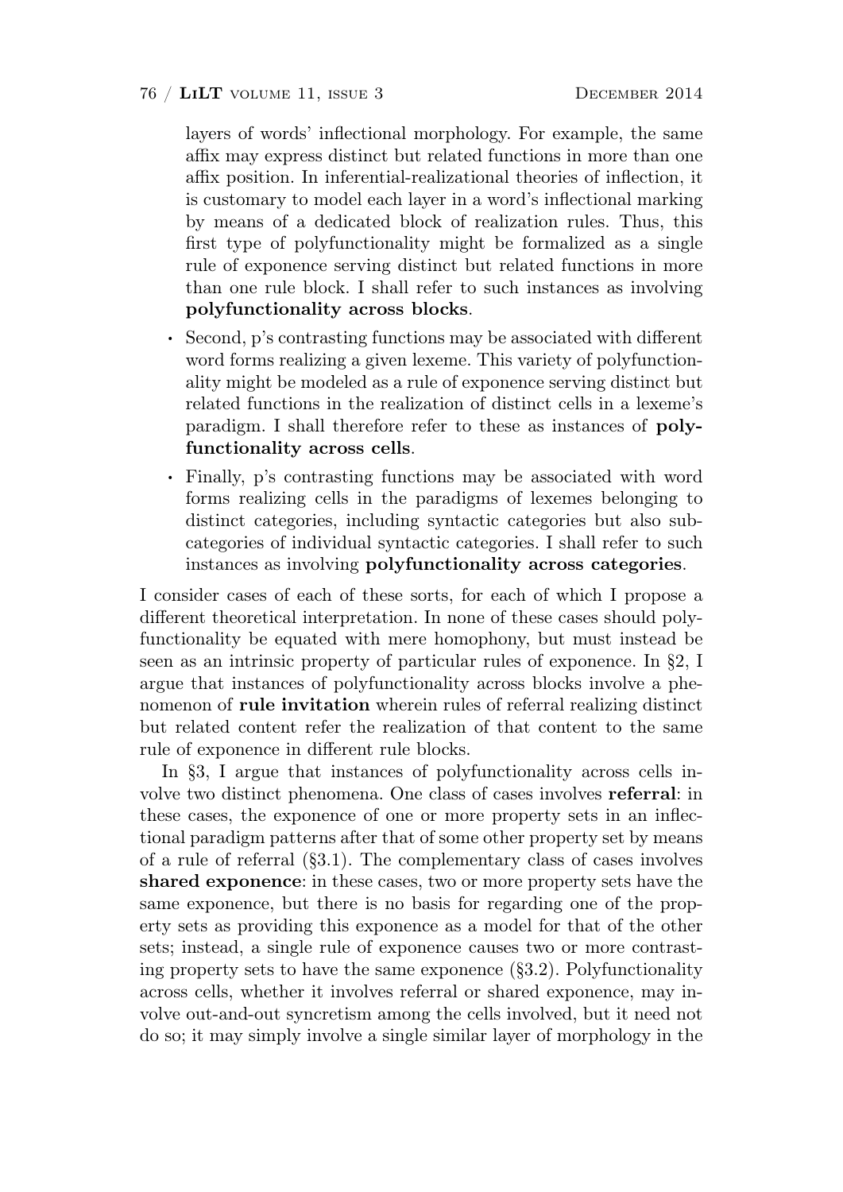layers of words' inflectional morphology. For example, the same affix may express distinct but related functions in more than one affix position. In inferential-realizational theories of inflection, it is customary to model each layer in a word's inflectional marking by means of a dedicated block of realization rules. Thus, this first type of polyfunctionality might be formalized as a single rule of exponence serving distinct but related functions in more than one rule block. I shall refer to such instances as involving **polyfunctionality across blocks**.

- Second, p's contrasting functions may be associated with different word forms realizing a given lexeme. This variety of polyfunctionality might be modeled as a rule of exponence serving distinct but related functions in the realization of distinct cells in a lexeme's paradigm. I shall therefore refer to these as instances of **polyfunctionality across cells**.
- Finally, p's contrasting functions may be associated with word forms realizing cells in the paradigms of lexemes belonging to distinct categories, including syntactic categories but also subcategories of individual syntactic categories. I shall refer to such instances as involving **polyfunctionality across categories**.

I consider cases of each of these sorts, for each of which I propose a different theoretical interpretation. In none of these cases should polyfunctionality be equated with mere homophony, but must instead be seen as an intrinsic property of particular rules of exponence. In §2, I argue that instances of polyfunctionality across blocks involve a phenomenon of **rule invitation** wherein rules of referral realizing distinct but related content refer the realization of that content to the same rule of exponence in different rule blocks.

In §3, I argue that instances of polyfunctionality across cells involve two distinct phenomena. One class of cases involves **referral**: in these cases, the exponence of one or more property sets in an inflectional paradigm patterns after that of some other property set by means of a rule of referral (§3.1). The complementary class of cases involves **shared exponence**: in these cases, two or more property sets have the same exponence, but there is no basis for regarding one of the property sets as providing this exponence as a model for that of the other sets; instead, a single rule of exponence causes two or more contrasting property sets to have the same exponence (§3.2). Polyfunctionality across cells, whether it involves referral or shared exponence, may involve out-and-out syncretism among the cells involved, but it need not do so; it may simply involve a single similar layer of morphology in the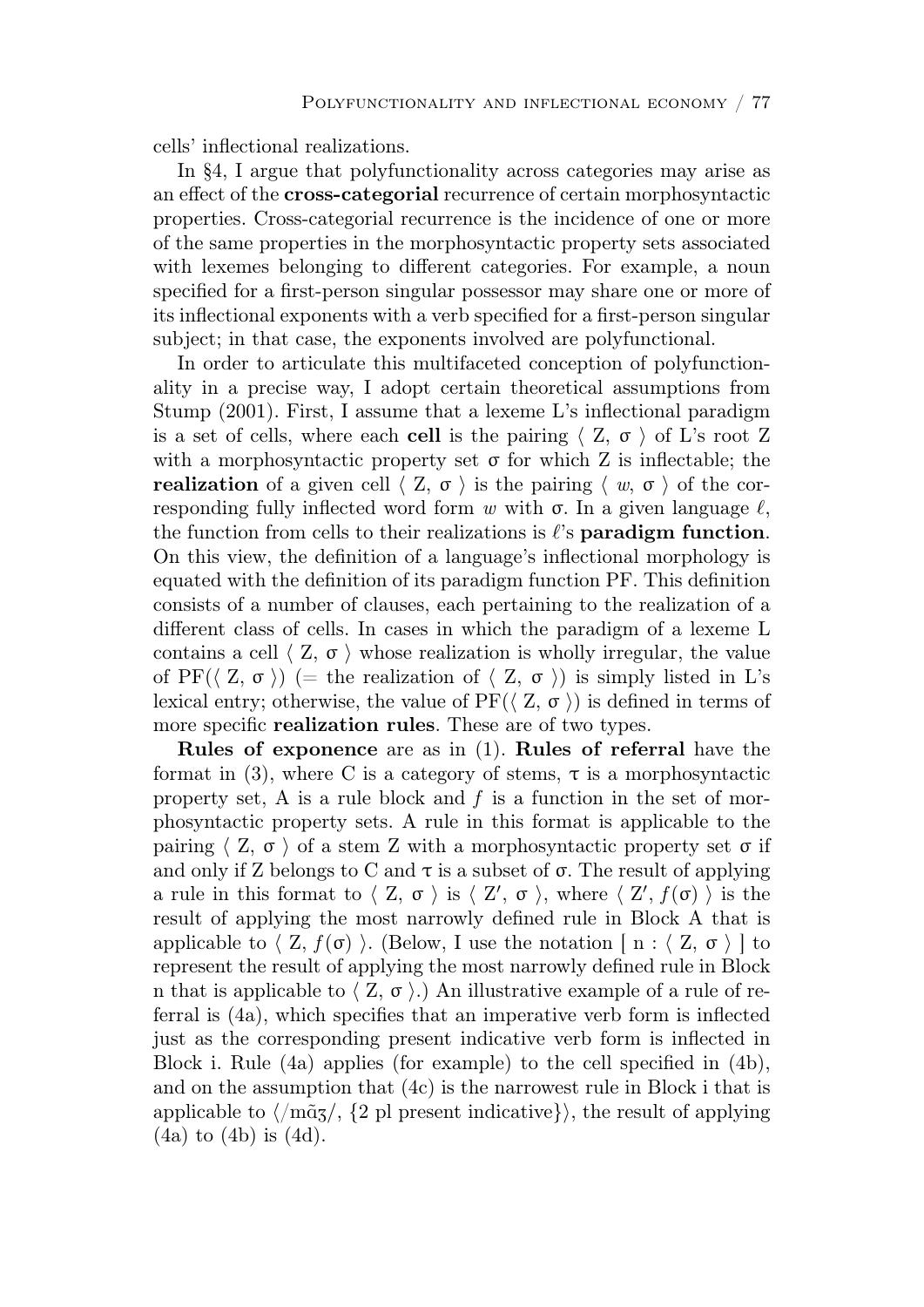cells' inflectional realizations.

In §4, I argue that polyfunctionality across categories may arise as an effect of the **cross-categorial** recurrence of certain morphosyntactic properties. Cross-categorial recurrence is the incidence of one or more of the same properties in the morphosyntactic property sets associated with lexemes belonging to different categories. For example, a noun specified for a first-person singular possessor may share one or more of its inflectional exponents with a verb specified for a first-person singular subject; in that case, the exponents involved are polyfunctional.

In order to articulate this multifaceted conception of polyfunctionality in a precise way, I adopt certain theoretical assumptions from Stump (2001). First, I assume that a lexeme L's inflectional paradigm is a set of cells, where each **cell** is the pairing $\langle$ Z, $\sigma$ $\rangle$ of L's root Z with a morphosyntactic property set $\sigma$ for which Z is inflectable; the **realization** of a given cell $\langle$ Z, $\sigma$ $\rangle$ is the pairing $\langle$ $w$, $\sigma$ $\rangle$ of the corresponding fully inflected word form $w$ with $\sigma$. In a given language $\ell$, the function from cells to their realizations is $\ell$'s **paradigm function**. On this view, the definition of a language's inflectional morphology is equated with the definition of its paradigm function PF. This definition consists of a number of clauses, each pertaining to the realization of a different class of cells. In cases in which the paradigm of a lexeme L contains a cell $\langle$ Z, $\sigma$ $\rangle$ whose realization is wholly irregular, the value of PF($\langle$ Z, $\sigma$ $\rangle$) (= the realization of $\langle$ Z, $\sigma$ $\rangle$) is simply listed in L's lexical entry; otherwise, the value of PF($\langle$ Z, $\sigma$ $\rangle$) is defined in terms of more specific **realization rules**. These are of two types.

**Rules of exponence** are as in (1). **Rules of referral** have the format in (3), where C is a category of stems, $\tau$ is a morphosyntactic property set, A is a rule block and $f$ is a function in the set of morphosyntactic property sets. A rule in this format is applicable to the pairing $\langle$ Z, $\sigma$ $\rangle$ of a stem Z with a morphosyntactic property set $\sigma$ if and only if Z belongs to C and $\tau$ is a subset of $\sigma$. The result of applying a rule in this format to $\langle$ Z, $\sigma$ $\rangle$ is $\langle$ Z$'$, $\sigma$ $\rangle$, where $\langle$ Z$'$, $f(\sigma)$ $\rangle$ is the result of applying the most narrowly defined rule in Block A that is applicable to $\langle$ Z, $f(\sigma)$ $\rangle$. (Below, I use the notation [ n : $\langle$ Z, $\sigma$ $\rangle$ ] to represent the result of applying the most narrowly defined rule in Block n that is applicable to $\langle$ Z, $\sigma$ $\rangle$.) An illustrative example of a rule of referral is (4a), which specifies that an imperative verb form is inflected just as the corresponding present indicative verb form is inflected in Block i. Rule (4a) applies (for example) to the cell specified in (4b), and on the assumption that (4c) is the narrowest rule in Block i that is applicable to $\langle$/mɑ̃ʒ/, {2 pl present indicative}$\rangle$, the result of applying (4a) to (4b) is (4d).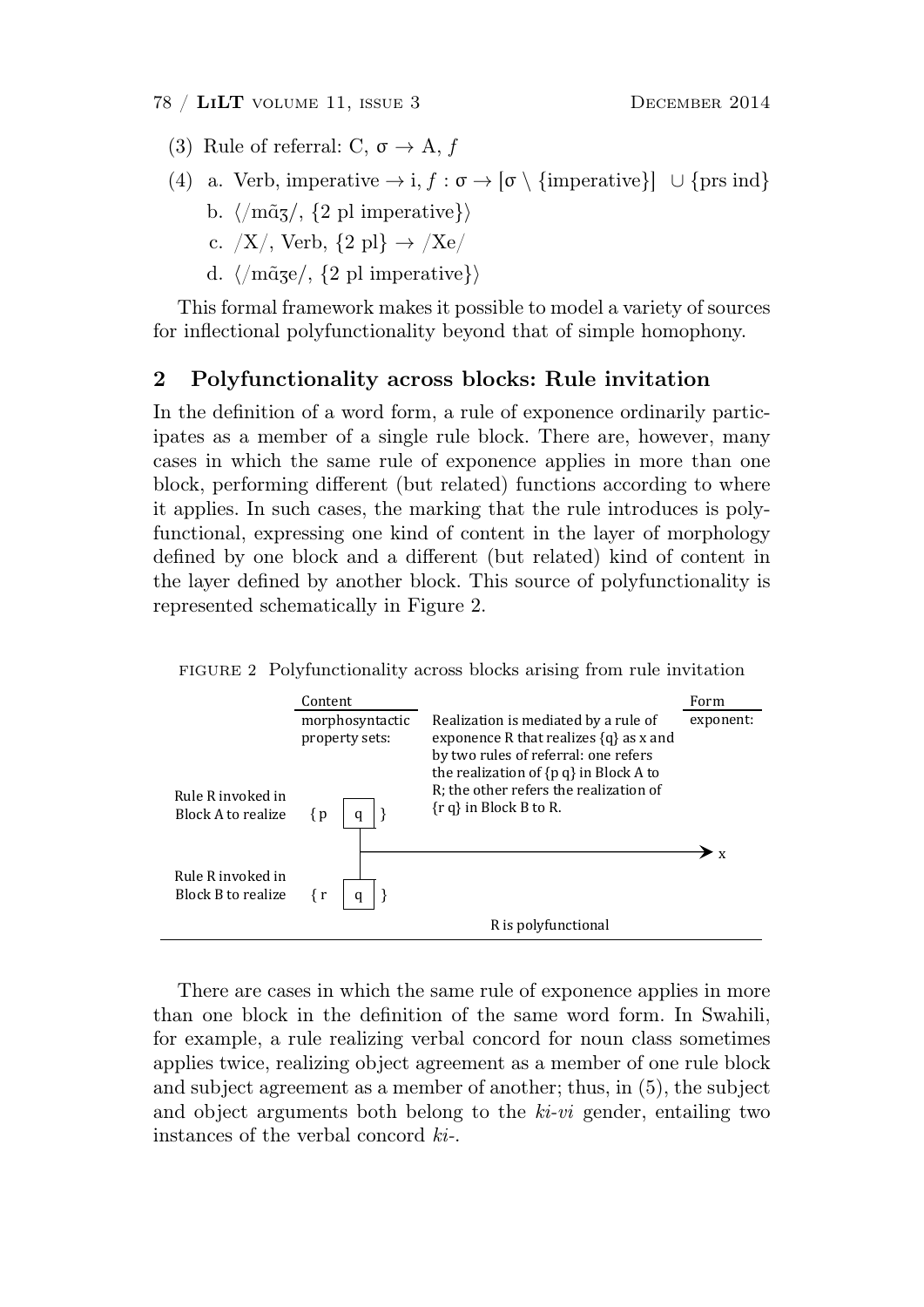(3) Rule of referral: C, σ → A, $f$

(4) a. Verb, imperative → i, $f : \sigma \rightarrow [\sigma \setminus \{\text{imperative}\}] \cup \{\text{prs ind}\}$

b. ⟨/mɑ̃ʒ/, {2 pl imperative}⟩

c. /X/, Verb, {2 pl} → /Xe/

d. ⟨/mɑ̃ʒe/, {2 pl imperative}⟩

This formal framework makes it possible to model a variety of sources for inflectional polyfunctionality beyond that of simple homophony.

## 2 Polyfunctionality across blocks: Rule invitation

In the definition of a word form, a rule of exponence ordinarily participates as a member of a single rule block. There are, however, many cases in which the same rule of exponence applies in more than one block, performing different (but related) functions according to where it applies. In such cases, the marking that the rule introduces is polyfunctional, expressing one kind of content in the layer of morphology defined by one block and a different (but related) kind of content in the layer defined by another block. This source of polyfunctionality is represented schematically in Figure 2.

FIGURE 2 Polyfunctionality across blocks arising from rule invitation

| | Content: morphosyntactic property sets: | | Form exponent: |
|---|---|---|---|
| Rule R invoked in Block A to realize | { p [q] } | Realization is mediated by a rule of exponence R that realizes {q} as x and by two rules of referral: one refers the realization of {p q} in Block A to R; the other refers the realization of {r q} in Block B to R. | → x |
| Rule R invoked in Block B to realize | { r [q] } | | |
| | | R is polyfunctional | |

There are cases in which the same rule of exponence applies in more than one block in the definition of the same word form. In Swahili, for example, a rule realizing verbal concord for noun class sometimes applies twice, realizing object agreement as a member of one rule block and subject agreement as a member of another; thus, in (5), the subject and object arguments both belong to the *ki-vi* gender, entailing two instances of the verbal concord *ki-*.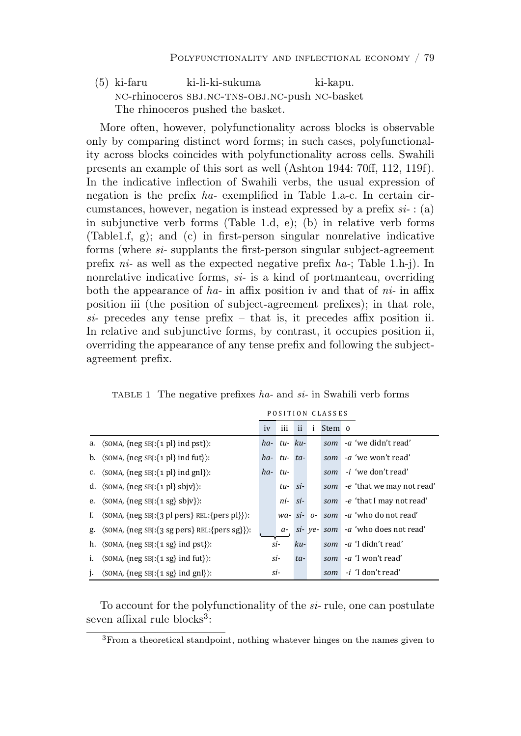(5) ki-faru ki-li-ki-sukuma ki-kapu.
NC-rhinoceros SBJ.NC-TNS-OBJ.NC-push NC-basket
The rhinoceros pushed the basket.

More often, however, polyfunctionality across blocks is observable only by comparing distinct word forms; in such cases, polyfunctionality across blocks coincides with polyfunctionality across cells. Swahili presents an example of this sort as well (Ashton 1944: 70ff, 112, 119f). In the indicative inflection of Swahili verbs, the usual expression of negation is the prefix *ha-* exemplified in Table 1.a-c. In certain circumstances, however, negation is instead expressed by a prefix *si-* : (a) in subjunctive verb forms (Table 1.d, e); (b) in relative verb forms (Table1.f, g); and (c) in first-person singular nonrelative indicative forms (where *si-* supplants the first-person singular subject-agreement prefix *ni-* as well as the expected negative prefix *ha-*; Table 1.h-j). In nonrelative indicative forms, *si-* is a kind of portmanteau, overriding both the appearance of *ha-* in affix position iv and that of *ni-* in affix position iii (the position of subject-agreement prefixes); in that role, *si-* precedes any tense prefix – that is, it precedes affix position ii. In relative and subjunctive forms, by contrast, it occupies position ii, overriding the appearance of any tense prefix and following the subject-agreement prefix.

TABLE 1 The negative prefixes *ha-* and *si-* in Swahili verb forms

| | | POSITION CLASSES | | | | | |
|---|---|---|---|---|---|---|---|
| | | iv | iii | ii | i | Stem | 0 |
| a. | ⟨SOMA, {neg SBJ:{1 pl} ind pst}⟩: | *ha-* | *tu-* | *ku-* | | *som* | *-a* 'we didn't read' |
| b. | ⟨SOMA, {neg SBJ:{1 pl} ind fut}⟩: | *ha-* | *tu-* | *ta-* | | *som* | *-a* 'we won't read' |
| c. | ⟨SOMA, {neg SBJ:{1 pl} ind gnl}⟩: | *ha-* | *tu-* | | | *som* | *-i* 'we don't read' |
| d. | ⟨SOMA, {neg SBJ:{1 pl} sbjv}⟩: | | *tu-* | *si-* | | *som* | *-e* 'that we may not read' |
| e. | ⟨SOMA, {neg SBJ:{1 sg} sbjv}⟩: | | *ni-* | *si-* | | *som* | *-e* 'that I may not read' |
| f. | ⟨SOMA, {neg SBJ:{3 pl pers} REL:{pers pl}}⟩: | | *wa-* | *si-* | *o-* | *som* | *-a* 'who do not read' |
| g. | ⟨SOMA, {neg SBJ:{3 sg pers} REL:{pers sg}}⟩: | | *a-* | *si-* | *ye-* | *som* | *-a* 'who does not read' |
| h. | ⟨SOMA, {neg SBJ:{1 sg} ind pst}⟩: | *si-* (iv–iii) | | *ku-* | | *som* | *-a* 'I didn't read' |
| i. | ⟨SOMA, {neg SBJ:{1 sg} ind fut}⟩: | *si-* (iv–iii) | | *ta-* | | *som* | *-a* 'I won't read' |
| j. | ⟨SOMA, {neg SBJ:{1 sg} ind gnl}⟩: | *si-* (iv–iii) | | | | *som* | *-i* 'I don't read' |

To account for the polyfunctionality of the *si-* rule, one can postulate seven affixal rule blocks[3]:

[3]From a theoretical standpoint, nothing whatever hinges on the names given to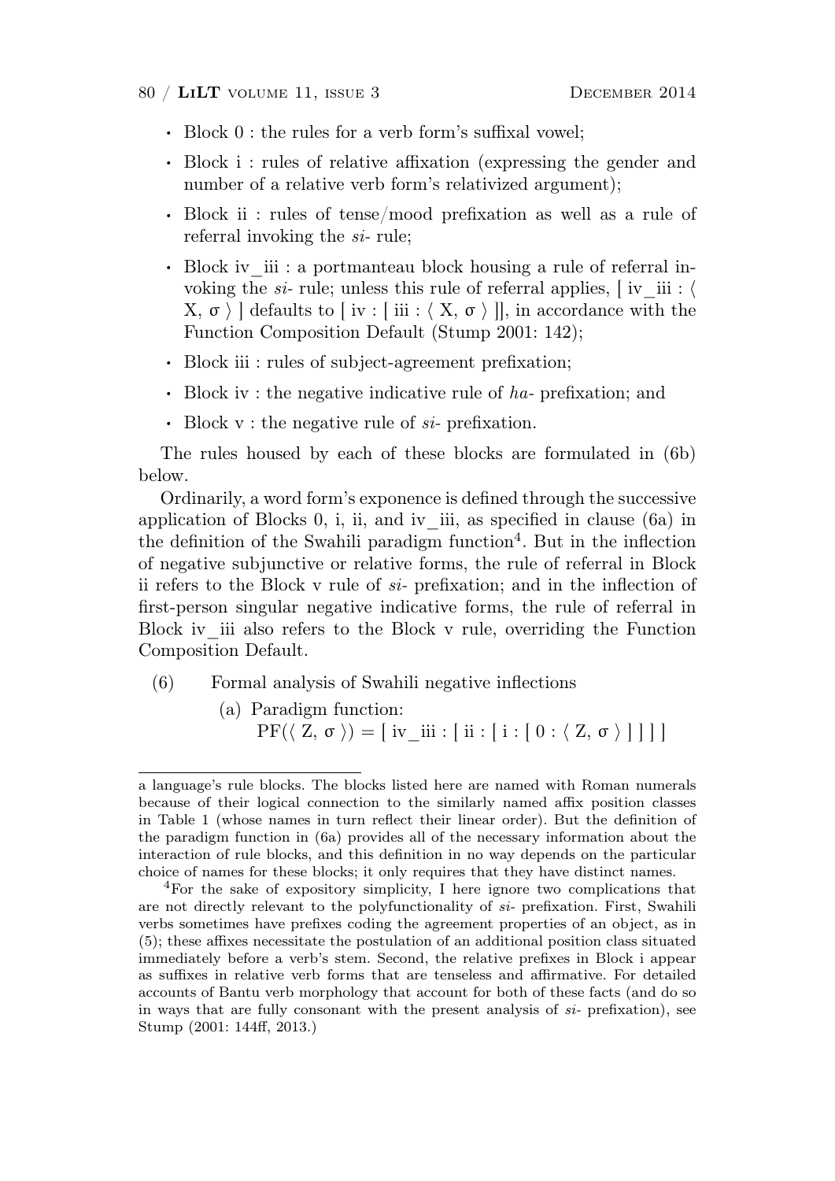- Block 0 : the rules for a verb form's suffixal vowel;
- Block i : rules of relative affixation (expressing the gender and number of a relative verb form's relativized argument);
- Block ii : rules of tense/mood prefixation as well as a rule of referral invoking the *si-* rule;
- Block iv_iii : a portmanteau block housing a rule of referral invoking the *si-* rule; unless this rule of referral applies, [ iv_iii : ⟨ X, σ ⟩ ] defaults to [ iv : [ iii : ⟨ X, σ ⟩ ]], in accordance with the Function Composition Default (Stump 2001: 142);
- Block iii : rules of subject-agreement prefixation;
- Block iv : the negative indicative rule of *ha-* prefixation; and
- Block v : the negative rule of *si-* prefixation.

The rules housed by each of these blocks are formulated in (6b) below.

Ordinarily, a word form's exponence is defined through the successive application of Blocks 0, i, ii, and iv_iii, as specified in clause (6a) in the definition of the Swahili paradigm function[4]. But in the inflection of negative subjunctive or relative forms, the rule of referral in Block ii refers to the Block v rule of *si-* prefixation; and in the inflection of first-person singular negative indicative forms, the rule of referral in Block iv_iii also refers to the Block v rule, overriding the Function Composition Default.

(6) Formal analysis of Swahili negative inflections

(a) Paradigm function:
PF(⟨ Z, σ ⟩) = [ iv_iii : [ ii : [ i : [ 0 : ⟨ Z, σ ⟩ ] ] ] ]

---

a language's rule blocks. The blocks listed here are named with Roman numerals because of their logical connection to the similarly named affix position classes in Table 1 (whose names in turn reflect their linear order). But the definition of the paradigm function in (6a) provides all of the necessary information about the interaction of rule blocks, and this definition in no way depends on the particular choice of names for these blocks; it only requires that they have distinct names.

[4]For the sake of expository simplicity, I here ignore two complications that are not directly relevant to the polyfunctionality of *si-* prefixation. First, Swahili verbs sometimes have prefixes coding the agreement properties of an object, as in (5); these affixes necessitate the postulation of an additional position class situated immediately before a verb's stem. Second, the relative prefixes in Block i appear as suffixes in relative verb forms that are tenseless and affirmative. For detailed accounts of Bantu verb morphology that account for both of these facts (and do so in ways that are fully consonant with the present analysis of *si-* prefixation), see Stump (2001: 144ff, 2013.)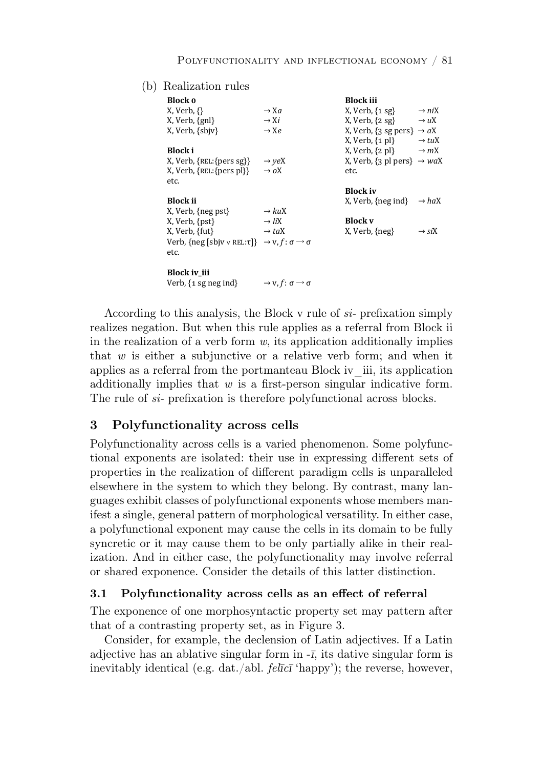(b) Realization rules

| **Block 0** | | **Block iii** | |
|---|---|---|---|
| X, Verb, {} | → X*a* | X, Verb, {1 sg} | → *ni*X |
| X, Verb, {gnl} | → X*i* | X, Verb, {2 sg} | → *u*X |
| X, Verb, {sbjv} | → X*e* | X, Verb, {3 sg pers} | → *a*X |
| | | X, Verb, {1 pl} | → *tu*X |
| **Block i** | | X, Verb, {2 pl} | → *m*X |
| X, Verb, {REL:{pers sg}} | → *ye*X | X, Verb, {3 pl pers} | → *wa*X |
| X, Verb, {REL:{pers pl}} | → *o*X | etc. | |
| etc. | | | |
| | | **Block iv** | |
| **Block ii** | | X, Verb, {neg ind} | → *ha*X |
| X, Verb, {neg pst} | → *ku*X | | |
| X, Verb, {pst} | → *li*X | **Block v** | |
| X, Verb, {fut} | → *ta*X | X, Verb, {neg} | → *si*X |
| Verb, {neg [sbjv ∨ REL:τ]} | → v, $f$: σ → σ | | |
| etc. | | | |
| | | | |
| **Block iv_iii** | | | |
| Verb, {1 sg neg ind} | → v, $f$: σ → σ | | |

According to this analysis, the Block v rule of *si-* prefixation simply realizes negation. But when this rule applies as a referral from Block ii in the realization of a verb form $w$, its application additionally implies that $w$ is either a subjunctive or a relative verb form; and when it applies as a referral from the portmanteau Block iv_iii, its application additionally implies that $w$ is a first-person singular indicative form. The rule of *si-* prefixation is therefore polyfunctional across blocks.

## 3 Polyfunctionality across cells

Polyfunctionality across cells is a varied phenomenon. Some polyfunctional exponents are isolated: their use in expressing different sets of properties in the realization of different paradigm cells is unparalleled elsewhere in the system to which they belong. By contrast, many languages exhibit classes of polyfunctional exponents whose members manifest a single, general pattern of morphological versatility. In either case, a polyfunctional exponent may cause the cells in its domain to be fully syncretic or it may cause them to be only partially alike in their realization. And in either case, the polyfunctionality may involve referral or shared exponence. Consider the details of this latter distinction.

### 3.1 Polyfunctionality across cells as an effect of referral

The exponence of one morphosyntactic property set may pattern after that of a contrasting property set, as in Figure 3.

Consider, for example, the declension of Latin adjectives. If a Latin adjective has an ablative singular form in *-ī*, its dative singular form is inevitably identical (e.g. dat./abl. *fēlīcī* 'happy'); the reverse, however,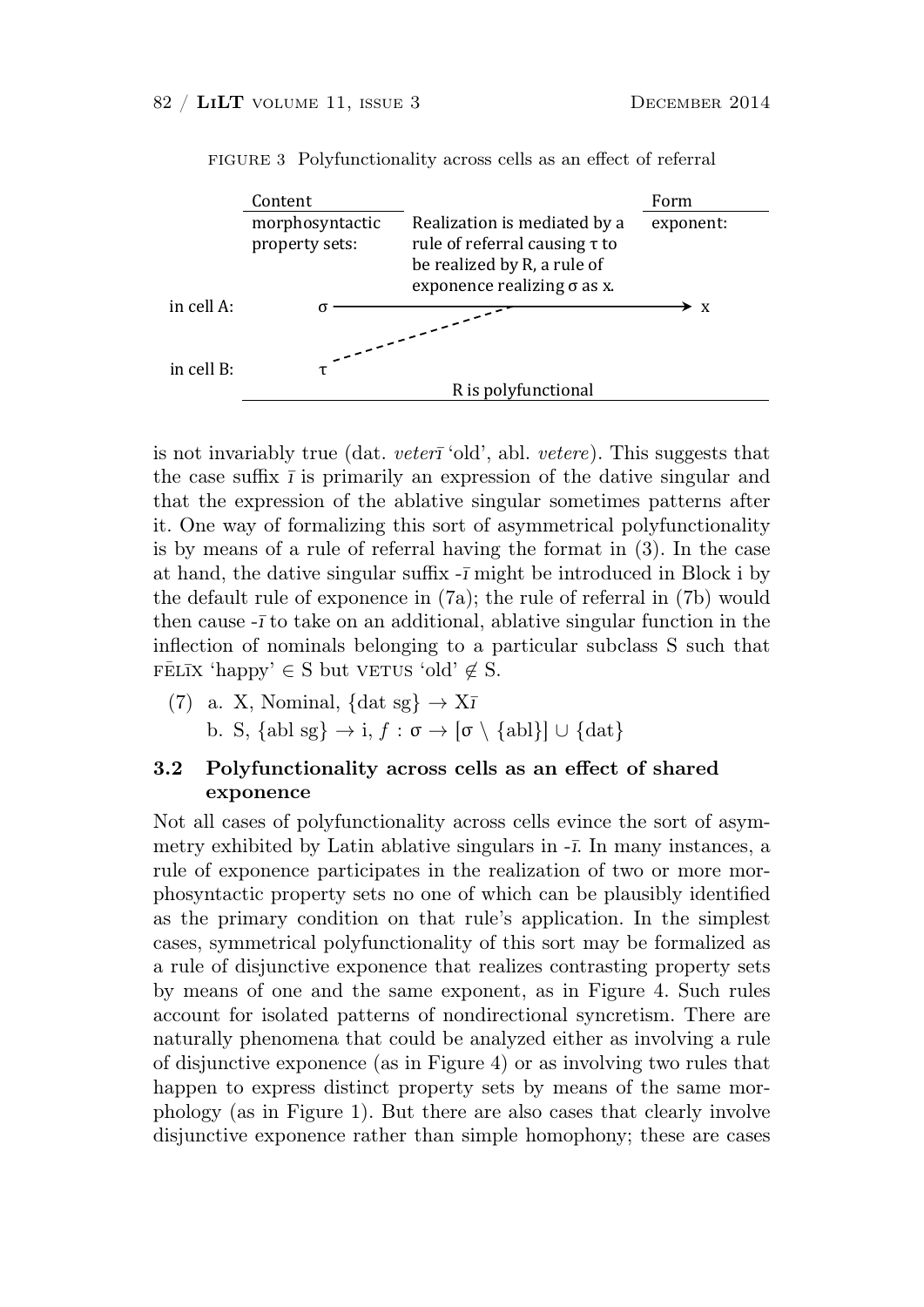FIGURE 3 Polyfunctionality across cells as an effect of referral

| | Content | | Form |
|---|---|---|---|
| | morphosyntactic property sets: | Realization is mediated by a rule of referral causing τ to be realized by R, a rule of exponence realizing σ as x. | exponent: |
| in cell A: | σ | ——————————→ | x |
| in cell B: | τ | - - - - - - - - (dashed line to A's arrow) | |
| | | R is polyfunctional | |

is not invariably true (dat. *veterī* 'old', abl. *vetere*). This suggests that the case suffix *ī* is primarily an expression of the dative singular and that the expression of the ablative singular sometimes patterns after it. One way of formalizing this sort of asymmetrical polyfunctionality is by means of a rule of referral having the format in (3). In the case at hand, the dative singular suffix -*ī* might be introduced in Block i by the default rule of exponence in (7a); the rule of referral in (7b) would then cause -*ī* to take on an additional, ablative singular function in the inflection of nominals belonging to a particular subclass S such that FĒLĪX 'happy' $\in$ S but VETUS 'old' $\notin$ S.

(7) a. X, Nominal, {dat sg} $\to$ X*ī*

b. S, {abl sg} $\to$ i, $f : \sigma \to [\sigma \setminus \{\text{abl}\}] \cup \{\text{dat}\}$

### 3.2 Polyfunctionality across cells as an effect of shared exponence

Not all cases of polyfunctionality across cells evince the sort of asymmetry exhibited by Latin ablative singulars in -*ī*. In many instances, a rule of exponence participates in the realization of two or more morphosyntactic property sets no one of which can be plausibly identified as the primary condition on that rule's application. In the simplest cases, symmetrical polyfunctionality of this sort may be formalized as a rule of disjunctive exponence that realizes contrasting property sets by means of one and the same exponent, as in Figure 4. Such rules account for isolated patterns of nondirectional syncretism. There are naturally phenomena that could be analyzed either as involving a rule of disjunctive exponence (as in Figure 4) or as involving two rules that happen to express distinct property sets by means of the same morphology (as in Figure 1). But there are also cases that clearly involve disjunctive exponence rather than simple homophony; these are cases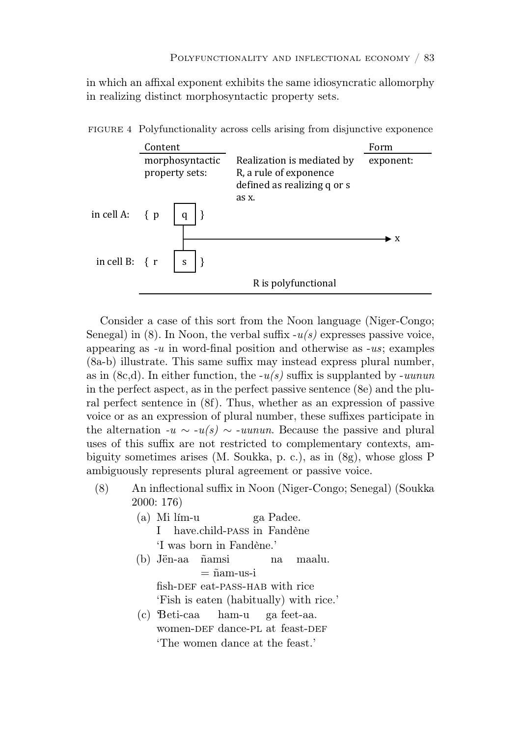in which an affixal exponent exhibits the same idiosyncratic allomorphy in realizing distinct morphosyntactic property sets.

FIGURE 4 Polyfunctionality across cells arising from disjunctive exponence

| | Content | | Form |
|---|---|---|---|
| | morphosyntactic property sets: | Realization is mediated by R, a rule of exponence defined as realizing q or s as x. | exponent: |
| in cell A: | { p [q] } | ↘ | x |
| in cell B: | { r [s] } | ↗ | |
| | | R is polyfunctional | |

Consider a case of this sort from the Noon language (Niger-Congo; Senegal) in (8). In Noon, the verbal suffix *-u(s)* expresses passive voice, appearing as *-u* in word-final position and otherwise as *-us*; examples (8a-b) illustrate. This same suffix may instead express plural number, as in (8c,d). In either function, the *-u(s)* suffix is supplanted by *-uunun* in the perfect aspect, as in the perfect passive sentence (8e) and the plural perfect sentence in (8f). Thus, whether as an expression of passive voice or as an expression of plural number, these suffixes participate in the alternation *-u* ∼ *-u(s)* ∼ *-uunun.* Because the passive and plural uses of this suffix are not restricted to complementary contexts, ambiguity sometimes arises (M. Soukka, p. c.), as in (8g), whose gloss P ambiguously represents plural agreement or passive voice.

(8) An inflectional suffix in Noon (Niger-Congo; Senegal) (Soukka 2000: 176)

(a) Mi lím-u ga Padee.
I have.child-PASS in Fandène
'I was born in Fandène.'

(b) Jën-aa ñamsi na maalu.
= ñam-us-i
fish-DEF eat-PASS-HAB with rice
'Fish is eaten (habitually) with rice.'

(c) Ɓeti-caa ham-u ga feet-aa.
women-DEF dance-PL at feast-DEF
'The women dance at the feast.'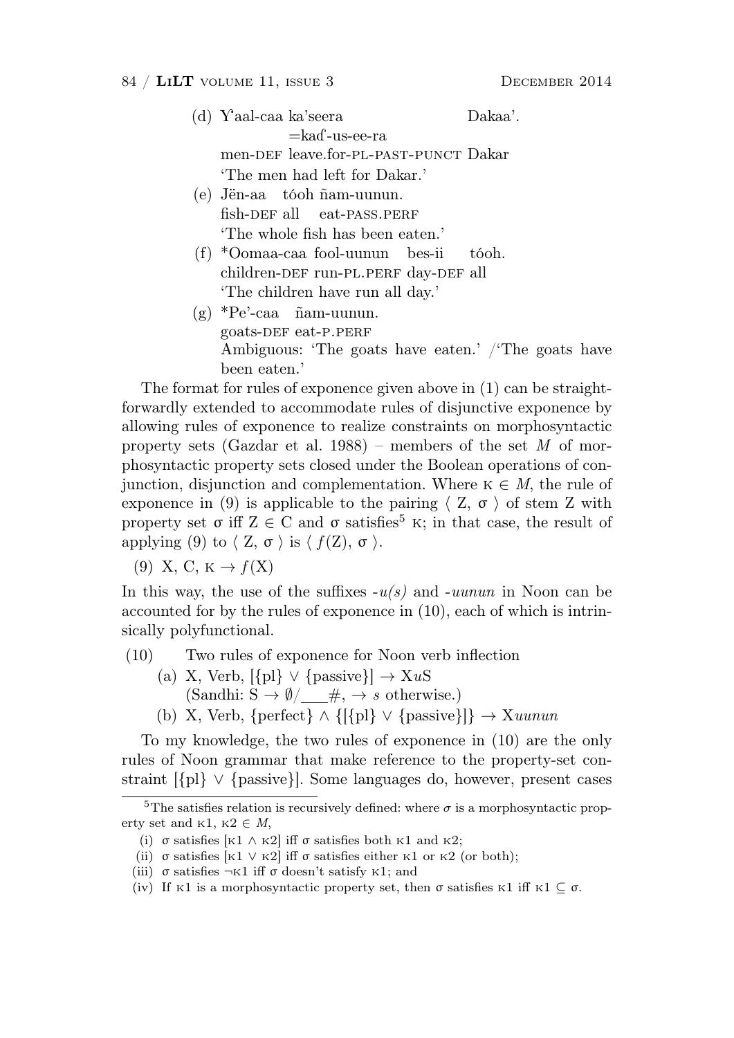(d) Yʼaal-caa ka'seera Dakaa'.
    =kaɗ-us-ee-ra
    men-DEF leave.for-PL-PAST-PUNCT Dakar
    'The men had left for Dakar.'

(e) Jën-aa tóoh ñam-uunun.
    fish-DEF all eat-PASS.PERF
    'The whole fish has been eaten.'

(f) *Oomaa-caa fool-uunun bes-ii tóoh.
    children-DEF run-PL.PERF day-DEF all
    'The children have run all day.'

(g) *Pe'-caa ñam-uunun.
    goats-DEF eat-P.PERF
    Ambiguous: 'The goats have eaten.' /'The goats have been eaten.'

The format for rules of exponence given above in (1) can be straightforwardly extended to accommodate rules of disjunctive exponence by allowing rules of exponence to realize constraints on morphosyntactic property sets (Gazdar et al. 1988) – members of the set $M$ of morphosyntactic property sets closed under the Boolean operations of conjunction, disjunction and complementation. Where $\kappa \in M$, the rule of exponence in (9) is applicable to the pairing $\langle$ Z, $\sigma$ $\rangle$ of stem Z with property set $\sigma$ iff Z $\in$ C and $\sigma$ satisfies[5] $\kappa$; in that case, the result of applying (9) to $\langle$ Z, $\sigma$ $\rangle$ is $\langle$ $f$(Z), $\sigma$ $\rangle$.

(9) X, C, $\kappa \rightarrow f$(X)

In this way, the use of the suffixes *-u(s)* and *-uunun* in Noon can be accounted for by the rules of exponence in (10), each of which is intrinsically polyfunctional.

(10) Two rules of exponence for Noon verb inflection
  (a) X, Verb, [{pl} $\vee$ {passive}] $\rightarrow$ X*u*S
      (Sandhi: S $\rightarrow \emptyset$/\_\_\_#, $\rightarrow$ *s* otherwise.)
  (b) X, Verb, {perfect} $\wedge$ {[{pl} $\vee$ {passive}]} $\rightarrow$ X*uunun*

To my knowledge, the two rules of exponence in (10) are the only rules of Noon grammar that make reference to the property-set constraint [{pl} $\vee$ {passive}]. Some languages do, however, present cases

[5]The satisfies relation is recursively defined: where $\sigma$ is a morphosyntactic property set and $\kappa 1$, $\kappa 2 \in M$,

(i) $\sigma$ satisfies [$\kappa 1 \wedge \kappa 2$] iff $\sigma$ satisfies both $\kappa 1$ and $\kappa 2$;
(ii) $\sigma$ satisfies [$\kappa 1 \vee \kappa 2$] iff $\sigma$ satisfies either $\kappa 1$ or $\kappa 2$ (or both);
(iii) $\sigma$ satisfies $\neg\kappa 1$ iff $\sigma$ doesn't satisfy $\kappa 1$; and
(iv) If $\kappa 1$ is a morphosyntactic property set, then $\sigma$ satisfies $\kappa 1$ iff $\kappa 1 \subseteq \sigma$.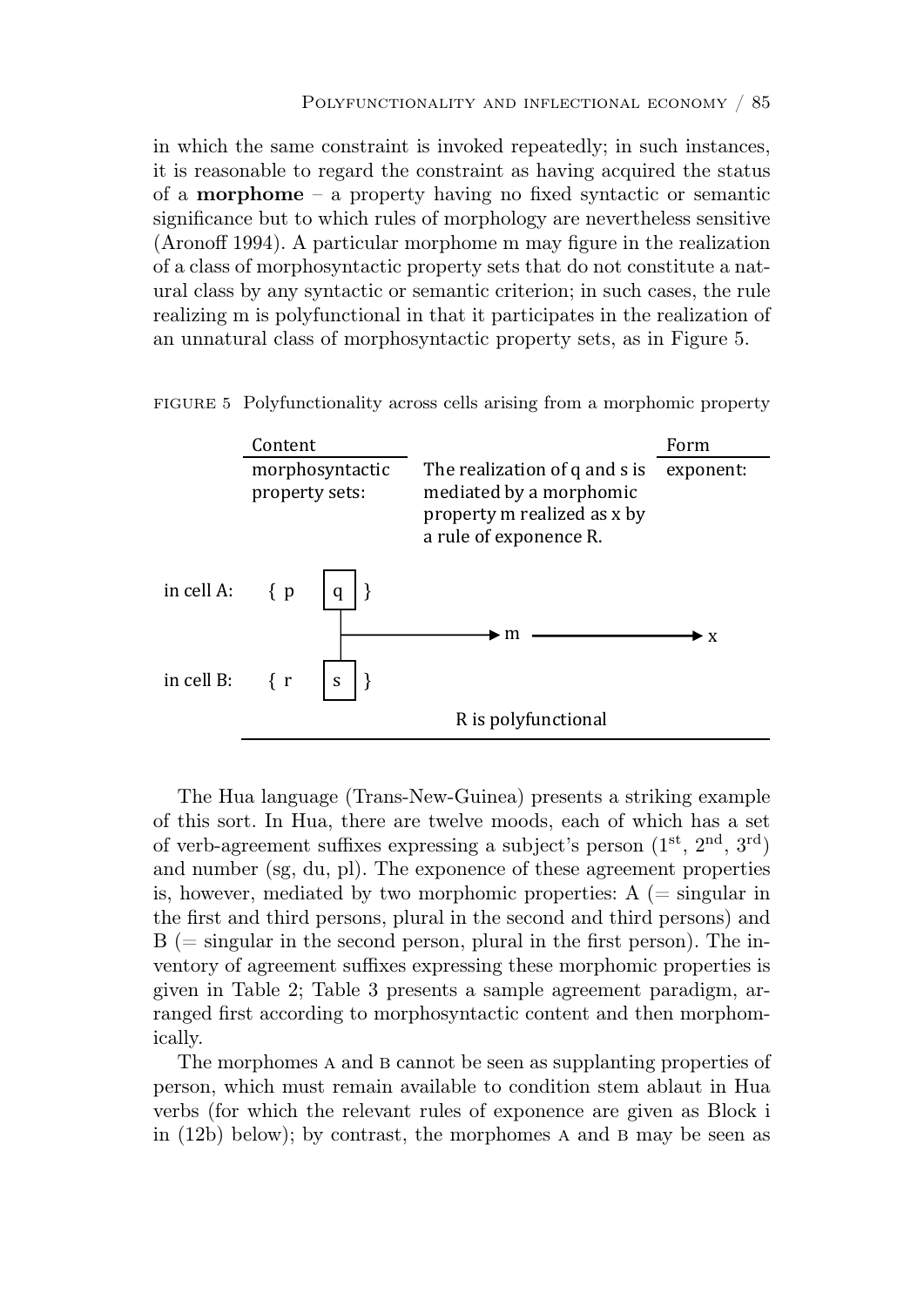in which the same constraint is invoked repeatedly; in such instances, it is reasonable to regard the constraint as having acquired the status of a **morphome** – a property having no fixed syntactic or semantic significance but to which rules of morphology are nevertheless sensitive (Aronoff 1994). A particular morphome m may figure in the realization of a class of morphosyntactic property sets that do not constitute a natural class by any syntactic or semantic criterion; in such cases, the rule realizing m is polyfunctional in that it participates in the realization of an unnatural class of morphosyntactic property sets, as in Figure 5.

FIGURE 5 Polyfunctionality across cells arising from a morphomic property

| | Content | | Form |
|---|---|---|---|
| | morphosyntactic property sets: | The realization of q and s is mediated by a morphomic property m realized as x by a rule of exponence R. | exponent: |
| in cell A: | { p [q] } | → m → | x |
| in cell B: | { r [s] } | | |
| | | R is polyfunctional | |

The Hua language (Trans-New-Guinea) presents a striking example of this sort. In Hua, there are twelve moods, each of which has a set of verb-agreement suffixes expressing a subject's person (1st, 2nd, 3rd) and number (sg, du, pl). The exponence of these agreement properties is, however, mediated by two morphomic properties: A (= singular in the first and third persons, plural in the second and third persons) and B (= singular in the second person, plural in the first person). The inventory of agreement suffixes expressing these morphomic properties is given in Table 2; Table 3 presents a sample agreement paradigm, arranged first according to morphosyntactic content and then morphomically.

The morphomes A and B cannot be seen as supplanting properties of person, which must remain available to condition stem ablaut in Hua verbs (for which the relevant rules of exponence are given as Block i in (12b) below); by contrast, the morphomes A and B may be seen as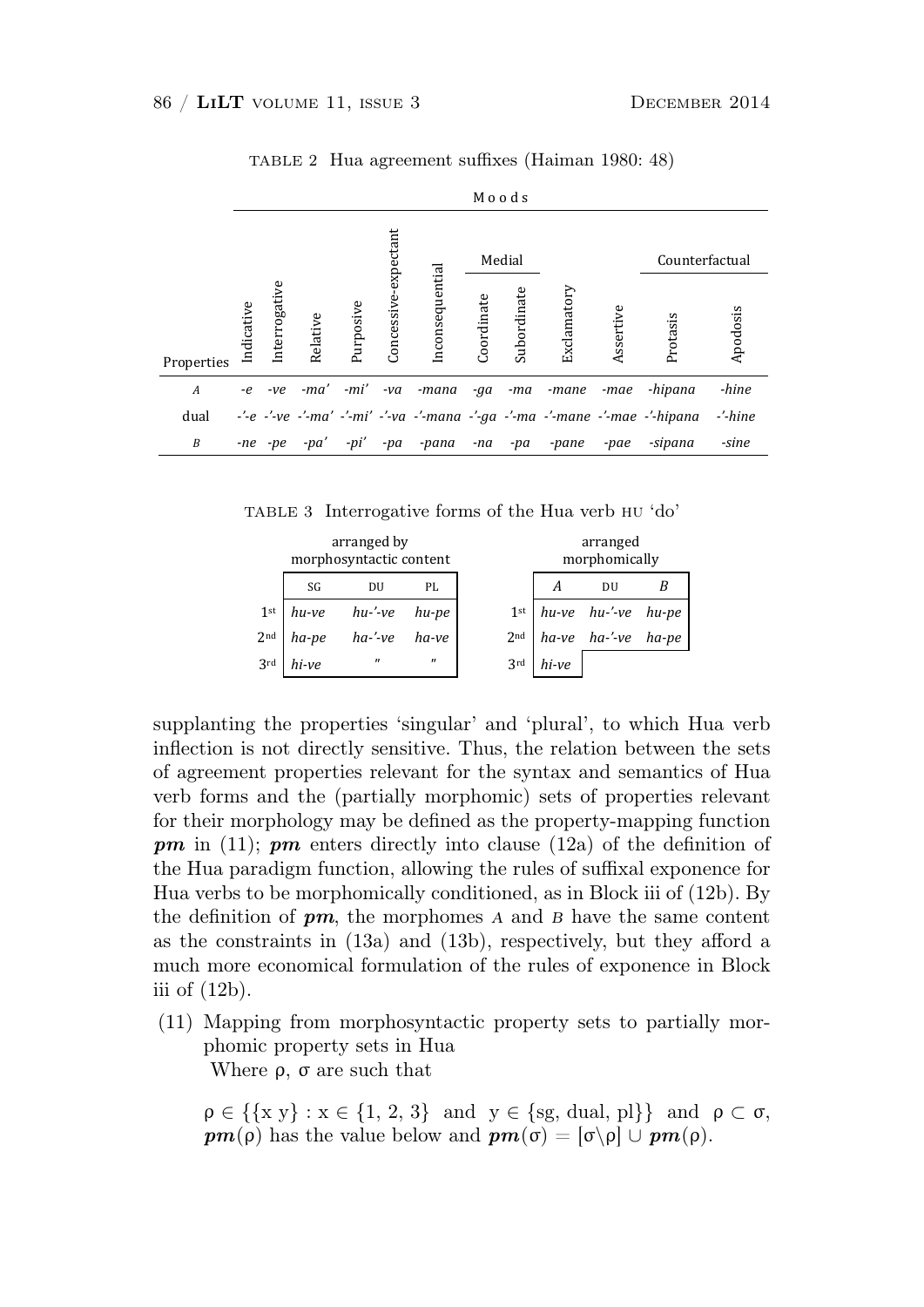TABLE 2 Hua agreement suffixes (Haiman 1980: 48)

| | Moods | | | | | | | | | | | |
|---|---|---|---|---|---|---|---|---|---|---|---|---|
| | | | | | | | Medial | | | | Counterfactual | |
| Properties | Indicative | Interrogative | Relative | Purposive | Concessive-expectant | Inconsequential | Coordinate | Subordinate | Exclamatory | Assertive | Protasis | Apodosis |
| *A* | *-e* | *-ve* | *-ma'* | *-mi'* | *-va* | *-mana* | *-ga* | *-ma* | *-mane* | *-mae* | *-hipana* | *-hine* |
| dual | *-'-e* | *-'-ve* | *-'-ma'* | *-'-mi'* | *-'-va* | *-'-mana* | *-'-ga* | *-'-ma* | *-'-mane* | *-'-mae* | *-'-hipana* | *-'-hine* |
| *B* | *-ne* | *-pe* | *-pa'* | *-pi'* | *-pa* | *-pana* | *-na* | *-pa* | *-pane* | *-pae* | *-sipana* | *-sine* |

TABLE 3 Interrogative forms of the Hua verb HU 'do'

arranged by morphosyntactic content

| | SG | DU | PL |
|---|---|---|---|
| 1st | *hu-ve* | *hu-'-ve* | *hu-pe* |
| 2nd | *ha-pe* | *ha-'-ve* | *ha-ve* |
| 3rd | *hi-ve* | " | " |

arranged morphomically

| | *A* | DU | *B* |
|---|---|---|---|
| 1st | *hu-ve* | *hu-'-ve* | *hu-pe* |
| 2nd | *ha-ve* | *ha-'-ve* | *ha-pe* |
| 3rd | *hi-ve* | | |

supplanting the properties 'singular' and 'plural', to which Hua verb inflection is not directly sensitive. Thus, the relation between the sets of agreement properties relevant for the syntax and semantics of Hua verb forms and the (partially morphomic) sets of properties relevant for their morphology may be defined as the property-mapping function ***pm*** in (11); ***pm*** enters directly into clause (12a) of the definition of the Hua paradigm function, allowing the rules of suffixal exponence for Hua verbs to be morphomically conditioned, as in Block iii of (12b). By the definition of ***pm***, the morphomes A and B have the same content as the constraints in (13a) and (13b), respectively, but they afford a much more economical formulation of the rules of exponence in Block iii of (12b).

(11) Mapping from morphosyntactic property sets to partially morphomic property sets in Hua
 Where ρ, σ are such that

 $\rho \in \{\{x\ y\} : x \in \{1, 2, 3\}$ and $y \in \{\text{sg, dual, pl}\}\}$ and $\rho \subset \sigma$, $\boldsymbol{pm}(\rho)$ has the value below and $\boldsymbol{pm}(\sigma) = [\sigma \backslash \rho] \cup \boldsymbol{pm}(\rho)$.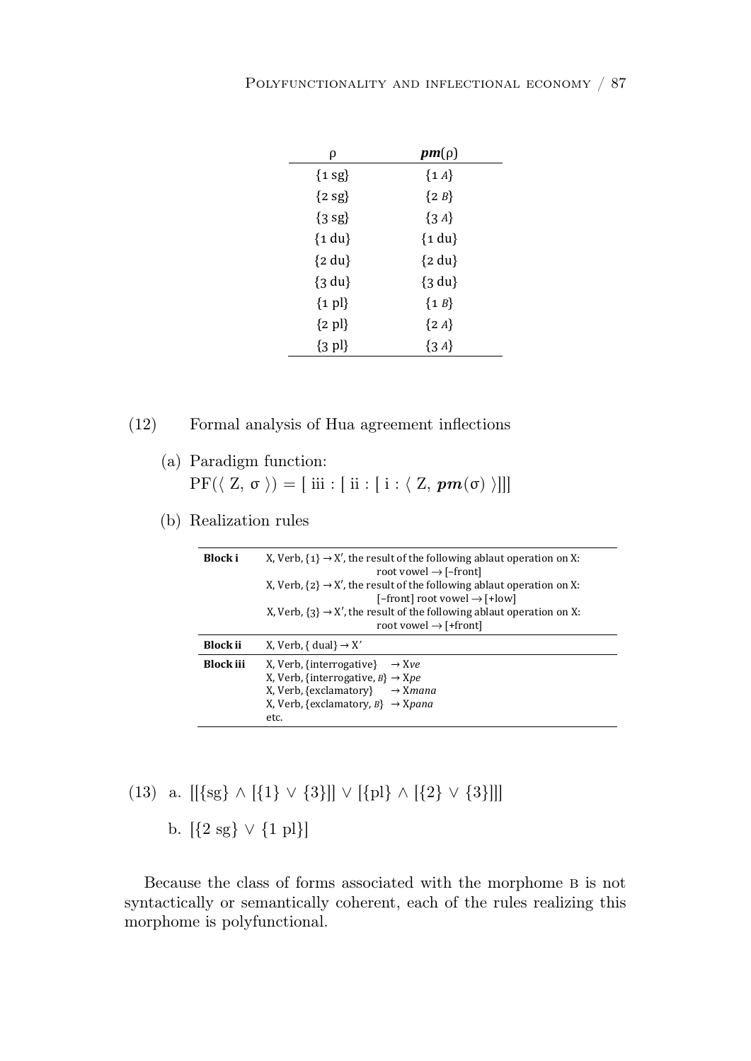| ρ | ***pm***(ρ) |
|---|---|
| {1 sg} | {1 *A*} |
| {2 sg} | {2 *B*} |
| {3 sg} | {3 *A*} |
| {1 du} | {1 du} |
| {2 du} | {2 du} |
| {3 du} | {3 du} |
| {1 pl} | {1 *B*} |
| {2 pl} | {2 *A*} |
| {3 pl} | {3 *A*} |

(12) Formal analysis of Hua agreement inflections

(a) Paradigm function:
$\mathrm{PF}(\langle\, \mathrm{Z},\, \sigma \,\rangle) = [\ \mathrm{iii} : [\ \mathrm{ii} : [\ \mathrm{i} : \langle\, \mathrm{Z},\, \boldsymbol{pm}(\sigma) \,\rangle]]]$

(b) Realization rules

| | |
|---|---|
| **Block i** | X, Verb, {1} → X′, the result of the following ablaut operation on X: root vowel → [–front] |
| | X, Verb, {2} → X′, the result of the following ablaut operation on X: [–front] root vowel → [+low] |
| | X, Verb, {3} → X′, the result of the following ablaut operation on X: root vowel → [+front] |
| **Block ii** | X, Verb, { dual} → X′ |
| **Block iii** | X, Verb, {interrogative} → X*ve* |
| | X, Verb, {interrogative, *B*} → X*pe* |
| | X, Verb, {exclamatory} → X*mana* |
| | X, Verb, {exclamatory, *B*} → X*pana* |
| | etc. |

(13) a. $[[\{\mathrm{sg}\} \wedge [\{1\} \vee \{3\}]] \vee [\{\mathrm{pl}\} \wedge [\{2\} \vee \{3\}]]]$

b. $[\{2\ \mathrm{sg}\} \vee \{1\ \mathrm{pl}\}]$

Because the class of forms associated with the morphome B is not syntactically or semantically coherent, each of the rules realizing this morphome is polyfunctional.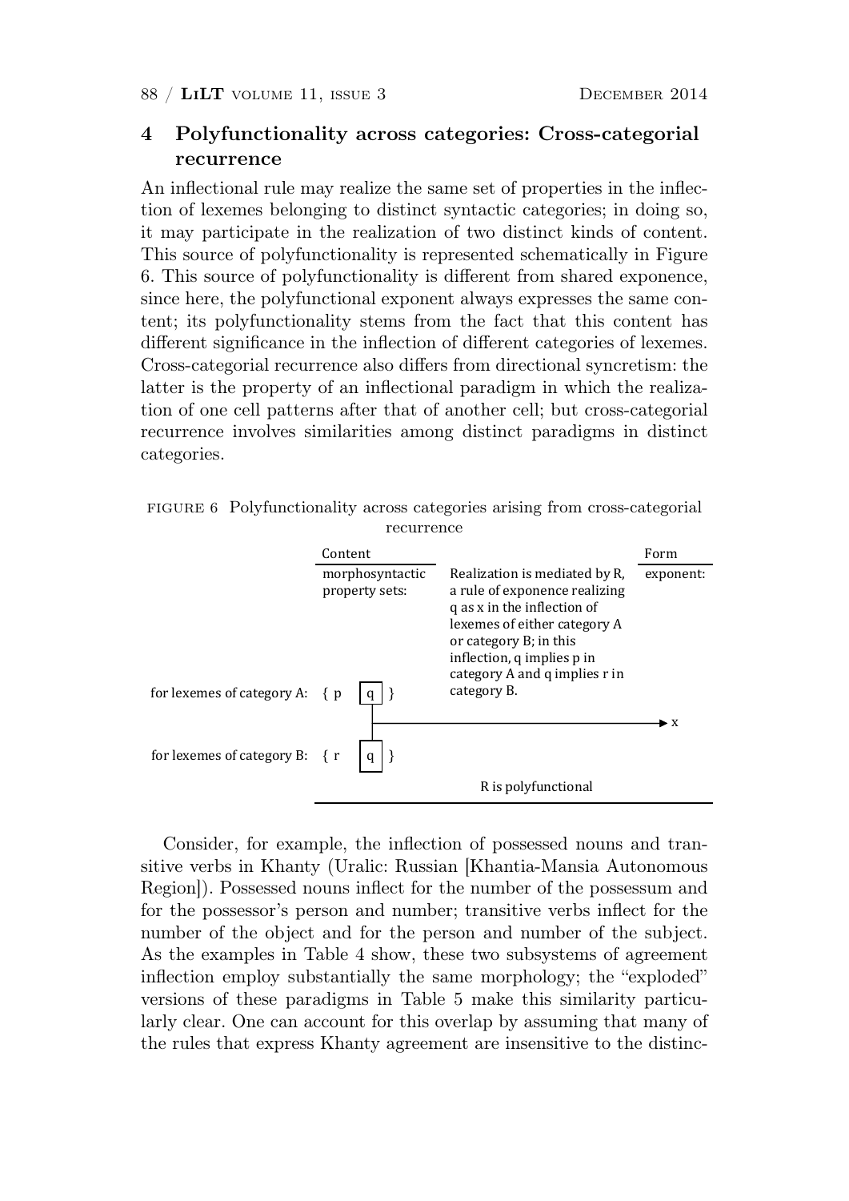## 4 Polyfunctionality across categories: Cross-categorial recurrence

An inflectional rule may realize the same set of properties in the inflection of lexemes belonging to distinct syntactic categories; in doing so, it may participate in the realization of two distinct kinds of content. This source of polyfunctionality is represented schematically in Figure 6. This source of polyfunctionality is different from shared exponence, since here, the polyfunctional exponent always expresses the same content; its polyfunctionality stems from the fact that this content has different significance in the inflection of different categories of lexemes. Cross-categorial recurrence also differs from directional syncretism: the latter is the property of an inflectional paradigm in which the realization of one cell patterns after that of another cell; but cross-categorial recurrence involves similarities among distinct paradigms in distinct categories.

FIGURE 6 Polyfunctionality across categories arising from cross-categorial recurrence

| | Content | | Form |
|---|---|---|---|
| | morphosyntactic property sets: | Realization is mediated by R, a rule of exponence realizing q as x in the inflection of lexemes of either category A or category B; in this inflection, q implies p in category A and q implies r in category B. | exponent: |
| for lexemes of category A: | { p q } | | x |
| for lexemes of category B: | { r q } | | |
| | | R is polyfunctional | |

Consider, for example, the inflection of possessed nouns and transitive verbs in Khanty (Uralic: Russian [Khantia-Mansia Autonomous Region]). Possessed nouns inflect for the number of the possessum and for the possessor's person and number; transitive verbs inflect for the number of the object and for the person and number of the subject. As the examples in Table 4 show, these two subsystems of agreement inflection employ substantially the same morphology; the "exploded" versions of these paradigms in Table 5 make this similarity particularly clear. One can account for this overlap by assuming that many of the rules that express Khanty agreement are insensitive to the distinc-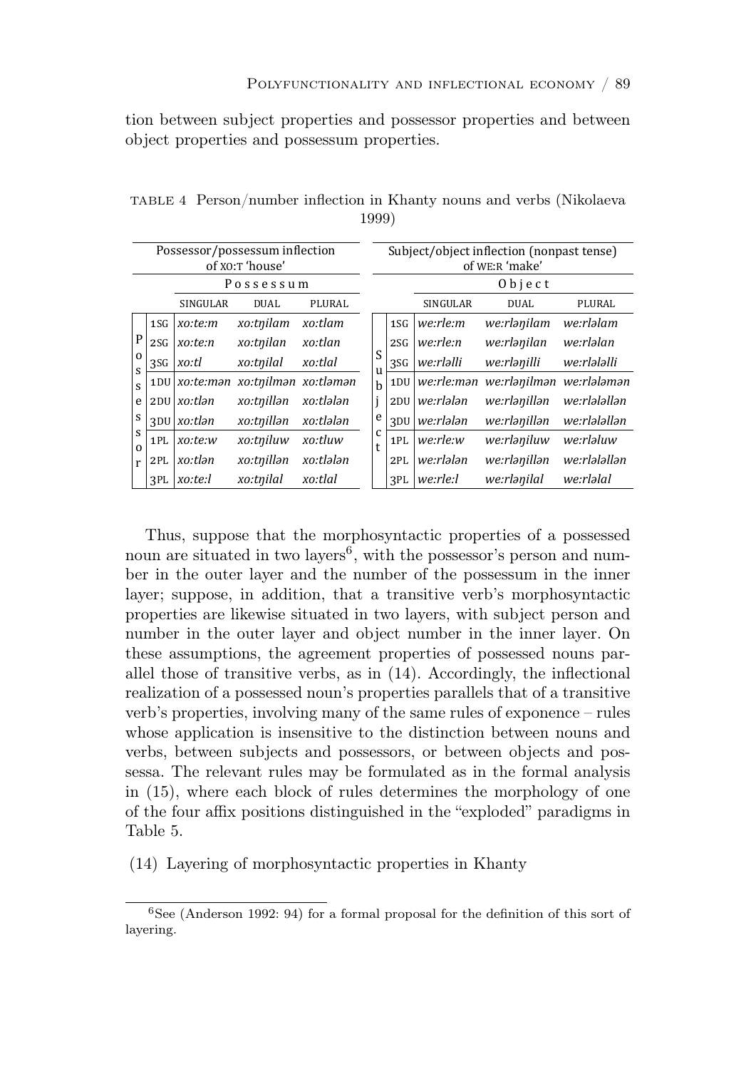tion between subject properties and possessor properties and between object properties and possessum properties.

TABLE 4 Person/number inflection in Khanty nouns and verbs (Nikolaeva 1999)

| Possessor/possessum inflection of XO:T 'house' | | | | | Subject/object inflection (nonpast tense) of WE:R 'make' | | | | |
|---|---|---|---|---|---|---|---|---|---|
| | | Possessum | | | | | Object | | |
| | | SINGULAR | DUAL | PLURAL | | | SINGULAR | DUAL | PLURAL |
| Possessor | 1SG | *xo:te:m* | *xo:tŋilam* | *xo:tlam* | Subject | 1SG | *we:rle:m* | *we:rləŋilam* | *we:rləlam* |
| | 2SG | *xo:te:n* | *xo:tŋilan* | *xo:tlan* | | 2SG | *we:rle:n* | *we:rləŋilan* | *we:rləlan* |
| | 3SG | *xo:tl* | *xo:tŋilal* | *xo:tlal* | | 3SG | *we:rləlli* | *we:rləŋilli* | *we:rləlalli* |
| | 1DU | *xo:te:mən* | *xo:tŋilmən* | *xo:tləmən* | | 1DU | *we:rle:mən* | *we:rləŋilmən* | *we:rlələmən* |
| | 2DU | *xo:tlən* | *xo:tŋillən* | *xo:tlələn* | | 2DU | *we:rlələn* | *we:rləŋillən* | *we:rləlallən* |
| | 3DU | *xo:tlən* | *xo:tŋillən* | *xo:tlələn* | | 3DU | *we:rlələn* | *we:rləŋillən* | *we:rləlallən* |
| | 1PL | *xo:te:w* | *xo:tŋiluw* | *xo:tluw* | | 1PL | *we:rle:w* | *we:rləŋiluw* | *we:rləluw* |
| | 2PL | *xo:tlən* | *xo:tŋillən* | *xo:tlələn* | | 2PL | *we:rlələn* | *we:rləŋillən* | *we:rləlallən* |
| | 3PL | *xo:te:l* | *xo:tŋilal* | *xo:tlal* | | 3PL | *we:rle:l* | *we:rləŋilal* | *we:rləlal* |

Thus, suppose that the morphosyntactic properties of a possessed noun are situated in two layers[6], with the possessor's person and number in the outer layer and the number of the possessum in the inner layer; suppose, in addition, that a transitive verb's morphosyntactic properties are likewise situated in two layers, with subject person and number in the outer layer and object number in the inner layer. On these assumptions, the agreement properties of possessed nouns parallel those of transitive verbs, as in (14). Accordingly, the inflectional realization of a possessed noun's properties parallels that of a transitive verb's properties, involving many of the same rules of exponence – rules whose application is insensitive to the distinction between nouns and verbs, between subjects and possessors, or between objects and possessa. The relevant rules may be formulated as in the formal analysis in (15), where each block of rules determines the morphology of one of the four affix positions distinguished in the "exploded" paradigms in Table 5.

(14) Layering of morphosyntactic properties in Khanty

[6] See (Anderson 1992: 94) for a formal proposal for the definition of this sort of layering.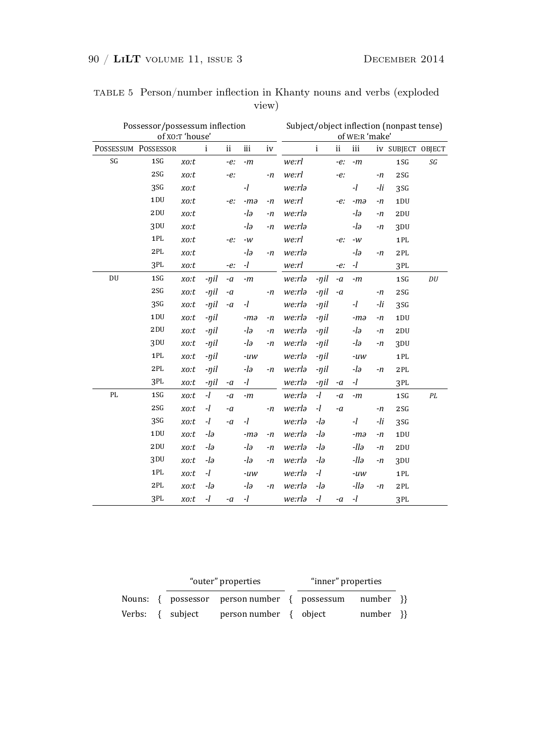TABLE 5 Person/number inflection in Khanty nouns and verbs (exploded view)

| Possessor/possessum inflection of XO:T 'house' | | | | | | | Subject/object inflection (nonpast tense) of WE:R 'make' | | | | | | |
|---|---|---|---|---|---|---|---|---|---|---|---|---|---|
| POSSESSUM | POSSESSOR | | i | ii | iii | iv | | i | ii | iii | iv | SUBJECT | OBJECT |
| SG | 1SG | *xo:t* | | *-e:* | *-m* | | *we:rl* | | *-e:* | *-m* | | 1SG | *SG* |
| | 2SG | *xo:t* | | *-e:* | | *-n* | *we:rl* | | *-e:* | | *-n* | 2SG | |
| | 3SG | *xo:t* | | | *-l* | | *we:rlə* | | | *-l* | *-li* | 3SG | |
| | 1DU | *xo:t* | | *-e:* | *-mə* | *-n* | *we:rl* | | *-e:* | *-mə* | *-n* | 1DU | |
| | 2DU | *xo:t* | | | *-lə* | *-n* | *we:rlə* | | | *-lə* | *-n* | 2DU | |
| | 3DU | *xo:t* | | | *-lə* | *-n* | *we:rlə* | | | *-lə* | *-n* | 3DU | |
| | 1PL | *xo:t* | | *-e:* | *-w* | | *we:rl* | | *-e:* | *-w* | | 1PL | |
| | 2PL | *xo:t* | | | *-lə* | *-n* | *we:rlə* | | | *-lə* | *-n* | 2PL | |
| | 3PL | *xo:t* | | *-e:* | *-l* | | *we:rl* | | *-e:* | *-l* | | 3PL | |
| DU | 1SG | *xo:t* | *-ŋil* | *-a* | *-m* | | *we:rlə* | *-ŋil* | *-a* | *-m* | | 1SG | *DU* |
| | 2SG | *xo:t* | *-ŋil* | *-a* | | *-n* | *we:rlə* | *-ŋil* | *-a* | | *-n* | 2SG | |
| | 3SG | *xo:t* | *-ŋil* | *-a* | *-l* | | *we:rlə* | *-ŋil* | | *-l* | *-li* | 3SG | |
| | 1DU | *xo:t* | *-ŋil* | | *-mə* | *-n* | *we:rlə* | *-ŋil* | | *-mə* | *-n* | 1DU | |
| | 2DU | *xo:t* | *-ŋil* | | *-lə* | *-n* | *we:rlə* | *-ŋil* | | *-lə* | *-n* | 2DU | |
| | 3DU | *xo:t* | *-ŋil* | | *-lə* | *-n* | *we:rlə* | *-ŋil* | | *-lə* | *-n* | 3DU | |
| | 1PL | *xo:t* | *-ŋil* | | *-uw* | | *we:rlə* | *-ŋil* | | *-uw* | | 1PL | |
| | 2PL | *xo:t* | *-ŋil* | | *-lə* | *-n* | *we:rlə* | *-ŋil* | | *-lə* | *-n* | 2PL | |
| | 3PL | *xo:t* | *-ŋil* | *-a* | *-l* | | *we:rlə* | *-ŋil* | *-a* | *-l* | | 3PL | |
| PL | 1SG | *xo:t* | *-l* | *-a* | *-m* | | *we:rlə* | *-l* | *-a* | *-m* | | 1SG | *PL* |
| | 2SG | *xo:t* | *-l* | *-a* | | *-n* | *we:rlə* | *-l* | *-a* | | *-n* | 2SG | |
| | 3SG | *xo:t* | *-l* | *-a* | *-l* | | *we:rlə* | *-lə* | | *-l* | *-li* | 3SG | |
| | 1DU | *xo:t* | *-lə* | | *-mə* | *-n* | *we:rlə* | *-lə* | | *-mə* | *-n* | 1DU | |
| | 2DU | *xo:t* | *-lə* | | *-lə* | *-n* | *we:rlə* | *-lə* | | *-llə* | *-n* | 2DU | |
| | 3DU | *xo:t* | *-lə* | | *-lə* | *-n* | *we:rlə* | *-lə* | | *-llə* | *-n* | 3DU | |
| | 1PL | *xo:t* | *-l* | | *-uw* | | *we:rlə* | *-l* | | *-uw* | | 1PL | |
| | 2PL | *xo:t* | *-lə* | | *-lə* | *-n* | *we:rlə* | *-lə* | | *-llə* | *-n* | 2PL | |
| | 3PL | *xo:t* | *-l* | *-a* | *-l* | | *we:rlə* | *-l* | *-a* | *-l* | | 3PL | |

| | | "outer" properties | | | "inner" properties | | |
|---|---|---|---|---|---|---|---|
| Nouns: | { | possessor | person number | { | possessum | number | }} |
| Verbs: | { | subject | person number | { | object | number | }} |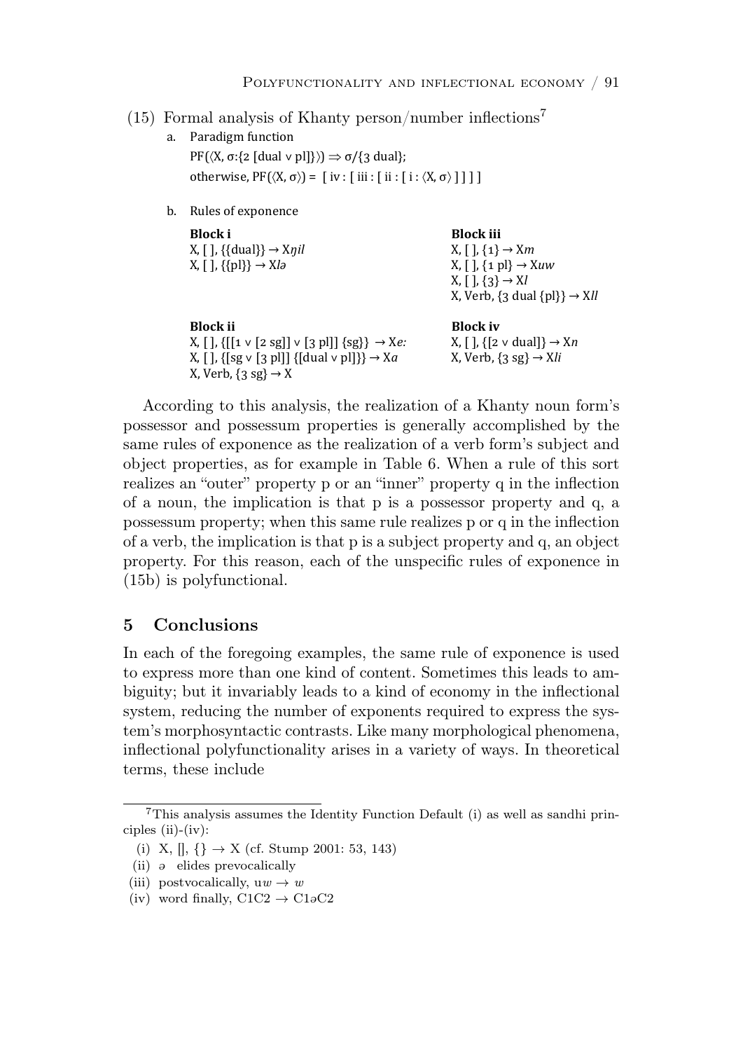(15) Formal analysis of Khanty person/number inflections[7]

a. Paradigm function

PF(⟨X, σ:{2 [dual ∨ pl]}⟩) ⇒ σ/{3 dual};

otherwise, PF(⟨X, σ⟩) = [ iv : [ iii : [ ii : [ i : ⟨X, σ⟩ ] ] ] ]

b. Rules of exponence

**Block i**

X, [ ], {{dual}} → X*ŋil*

X, [ ], {{pl}} → X*lə*

**Block ii**

X, [ ], {[[1 ∨ [2 sg]] ∨ [3 pl]] {sg}} → X*e:*

X, [ ], {[sg ∨ [3 pl]] {[dual ∨ pl]}} → X*a*

X, Verb, {3 sg} → X

**Block iii**

X, [ ], {1} → X*m*

X, [ ], {1 pl} → X*uw*

X, [ ], {3} → X*l*

X, Verb, {3 dual {pl}} → X*ll*

**Block iv**

X, [ ], {[2 ∨ dual]} → X*n*

X, Verb, {3 sg} → X*li*

According to this analysis, the realization of a Khanty noun form's possessor and possessum properties is generally accomplished by the same rules of exponence as the realization of a verb form's subject and object properties, as for example in Table 6. When a rule of this sort realizes an "outer" property p or an "inner" property q in the inflection of a noun, the implication is that p is a possessor property and q, a possessum property; when this same rule realizes p or q in the inflection of a verb, the implication is that p is a subject property and q, an object property. For this reason, each of the unspecific rules of exponence in (15b) is polyfunctional.

## 5 Conclusions

In each of the foregoing examples, the same rule of exponence is used to express more than one kind of content. Sometimes this leads to ambiguity; but it invariably leads to a kind of economy in the inflectional system, reducing the number of exponents required to express the system's morphosyntactic contrasts. Like many morphological phenomena, inflectional polyfunctionality arises in a variety of ways. In theoretical terms, these include

---

[7] This analysis assumes the Identity Function Default (i) as well as sandhi principles (ii)-(iv):

(i) X, [], {} → X (cf. Stump 2001: 53, 143)

(ii) ə elides prevocalically

(iii) postvocalically, u*w* → *w*

(iv) word finally, C1C2 → C1əC2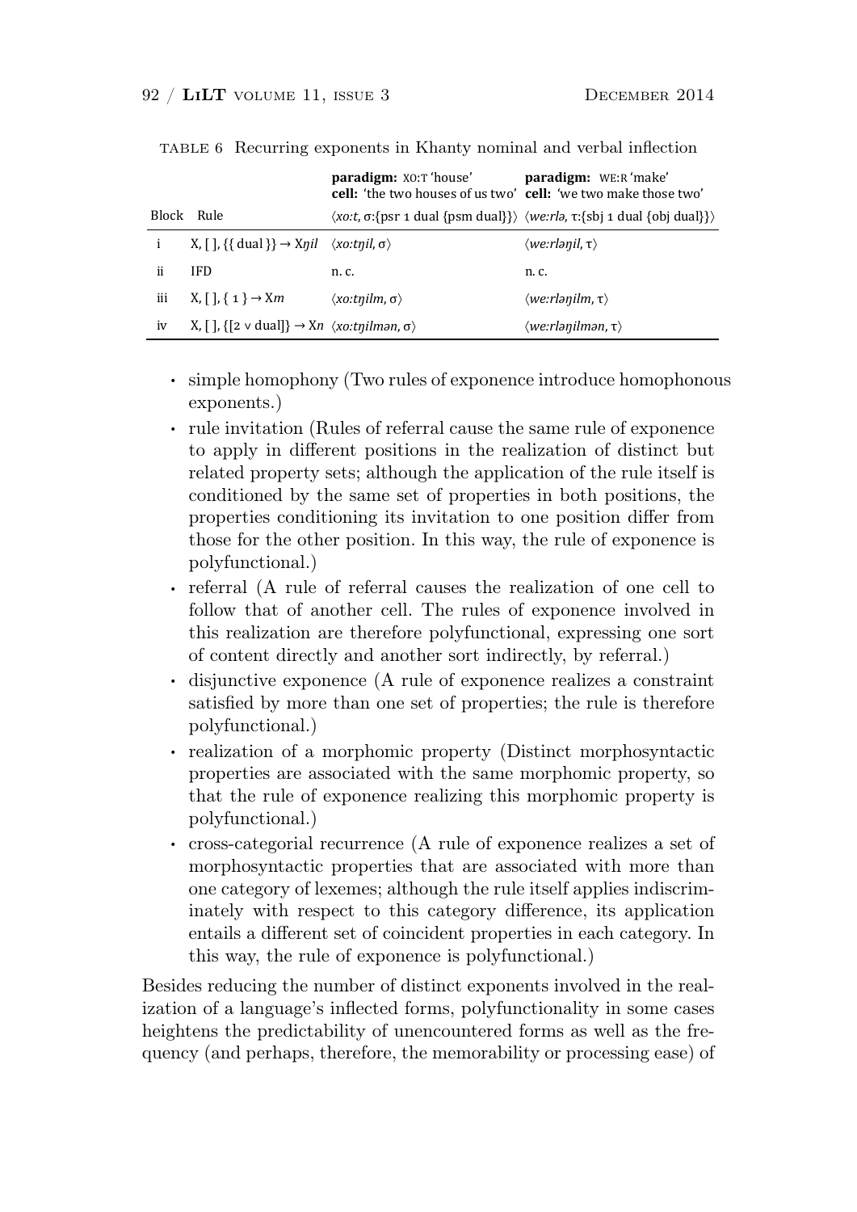TABLE 6 Recurring exponents in Khanty nominal and verbal inflection

| Block | Rule | **paradigm:** XO:T 'house' **cell:** 'the two houses of us two' ⟨*xo:t*, σ:{psr 1 dual {psm dual}}⟩ | **paradigm:** WE:R 'make' **cell:** 'we two make those two' ⟨*we:rlə*, τ:{sbj 1 dual {obj dual}}⟩ |
|---|---|---|---|
| i | X, [ ], {{ dual }} → X*ŋil* | ⟨*xo:tŋil*, σ⟩ | ⟨*we:rləŋil*, τ⟩ |
| ii | IFD | n. c. | n. c. |
| iii | X, [ ], { 1 } → X*m* | ⟨*xo:tŋilm*, σ⟩ | ⟨*we:rləŋilm*, τ⟩ |
| iv | X, [ ], {[2 ∨ dual]} → X*n* | ⟨*xo:tŋilmən*, σ⟩ | ⟨*we:rləŋilmən*, τ⟩ |

- simple homophony (Two rules of exponence introduce homophonous exponents.)
- rule invitation (Rules of referral cause the same rule of exponence to apply in different positions in the realization of distinct but related property sets; although the application of the rule itself is conditioned by the same set of properties in both positions, the properties conditioning its invitation to one position differ from those for the other position. In this way, the rule of exponence is polyfunctional.)
- referral (A rule of referral causes the realization of one cell to follow that of another cell. The rules of exponence involved in this realization are therefore polyfunctional, expressing one sort of content directly and another sort indirectly, by referral.)
- disjunctive exponence (A rule of exponence realizes a constraint satisfied by more than one set of properties; the rule is therefore polyfunctional.)
- realization of a morphomic property (Distinct morphosyntactic properties are associated with the same morphomic property, so that the rule of exponence realizing this morphomic property is polyfunctional.)
- cross-categorial recurrence (A rule of exponence realizes a set of morphosyntactic properties that are associated with more than one category of lexemes; although the rule itself applies indiscriminately with respect to this category difference, its application entails a different set of coincident properties in each category. In this way, the rule of exponence is polyfunctional.)

Besides reducing the number of distinct exponents involved in the realization of a language's inflected forms, polyfunctionality in some cases heightens the predictability of unencountered forms as well as the frequency (and perhaps, therefore, the memorability or processing ease) of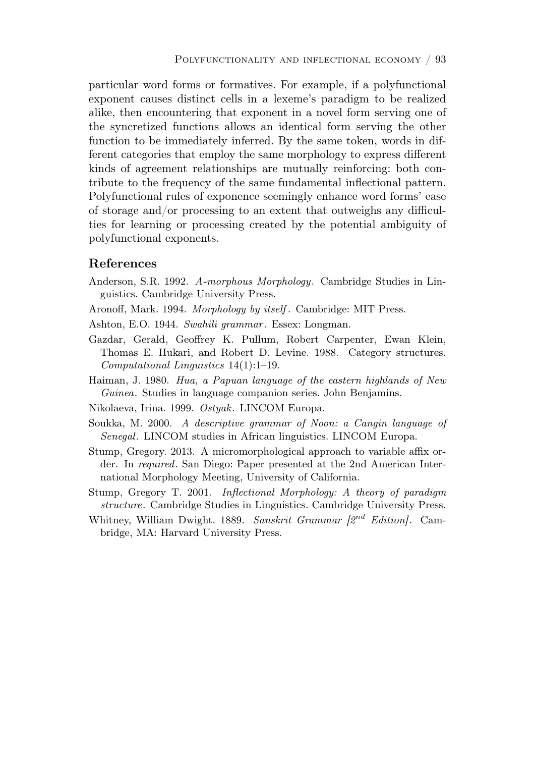particular word forms or formatives. For example, if a polyfunctional exponent causes distinct cells in a lexeme's paradigm to be realized alike, then encountering that exponent in a novel form serving one of the syncretized functions allows an identical form serving the other function to be immediately inferred. By the same token, words in different categories that employ the same morphology to express different kinds of agreement relationships are mutually reinforcing: both contribute to the frequency of the same fundamental inflectional pattern. Polyfunctional rules of exponence seemingly enhance word forms' ease of storage and/or processing to an extent that outweighs any difficulties for learning or processing created by the potential ambiguity of polyfunctional exponents.

## References

Anderson, S.R. 1992. *A-morphous Morphology*. Cambridge Studies in Linguistics. Cambridge University Press.

Aronoff, Mark. 1994. *Morphology by itself*. Cambridge: MIT Press.

Ashton, E.O. 1944. *Swahili grammar*. Essex: Longman.

Gazdar, Gerald, Geoffrey K. Pullum, Robert Carpenter, Ewan Klein, Thomas E. Hukari, and Robert D. Levine. 1988. Category structures. *Computational Linguistics* 14(1):1–19.

Haiman, J. 1980. *Hua, a Papuan language of the eastern highlands of New Guinea*. Studies in language companion series. John Benjamins.

Nikolaeva, Irina. 1999. *Ostyak*. LINCOM Europa.

Soukka, M. 2000. *A descriptive grammar of Noon: a Cangin language of Senegal*. LINCOM studies in African linguistics. LINCOM Europa.

Stump, Gregory. 2013. A micromorphological approach to variable affix order. In *required*. San Diego: Paper presented at the 2nd American International Morphology Meeting, University of California.

Stump, Gregory T. 2001. *Inflectional Morphology: A theory of paradigm structure*. Cambridge Studies in Linguistics. Cambridge University Press.

Whitney, William Dwight. 1889. *Sanskrit Grammar [$2^{nd}$ Edition]*. Cambridge, MA: Harvard University Press.